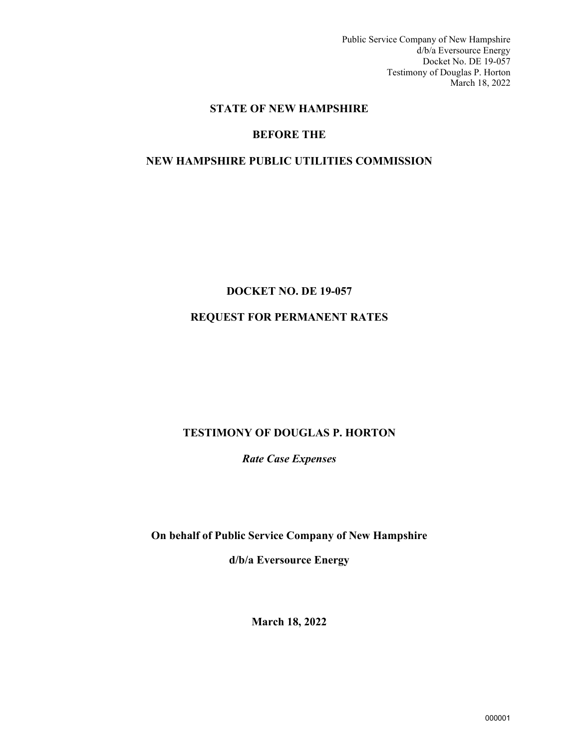Public Service Company of New Hampshire
d/b/a Eversource Energy
Docket No. DE 19-057
Testimony of Douglas P. Horton
March 18, 2022

**STATE OF NEW HAMPSHIRE**

**BEFORE THE**

**NEW HAMPSHIRE PUBLIC UTILITIES COMMISSION**

**DOCKET NO. DE 19-057**

**REQUEST FOR PERMANENT RATES**

**TESTIMONY OF DOUGLAS P. HORTON**

***Rate Case Expenses***

**On behalf of Public Service Company of New Hampshire**

**d/b/a Eversource Energy**

**March 18, 2022**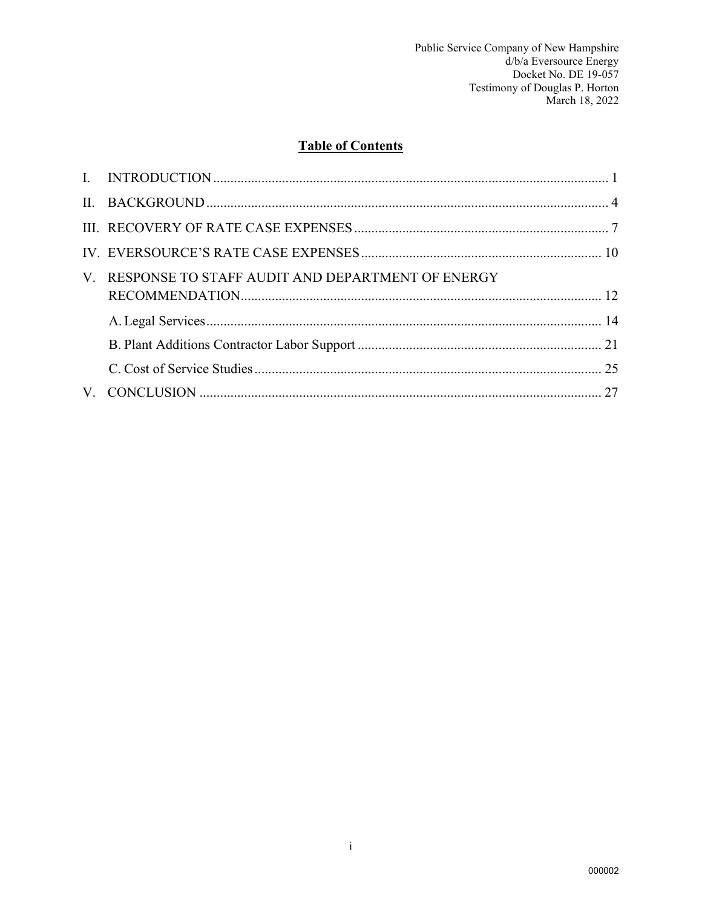## Table of Contents

I. INTRODUCTION .................................................................................................................. 1

II. BACKGROUND .................................................................................................................... 4

III. RECOVERY OF RATE CASE EXPENSES .......................................................................... 7

IV. EVERSOURCE'S RATE CASE EXPENSES ...................................................................... 10

V. RESPONSE TO STAFF AUDIT AND DEPARTMENT OF ENERGY RECOMMENDATION ......................................................................................................... 12

A. Legal Services ................................................................................................................... 14

B. Plant Additions Contractor Labor Support ....................................................................... 21

C. Cost of Service Studies ..................................................................................................... 25

V. CONCLUSION ..................................................................................................................... 27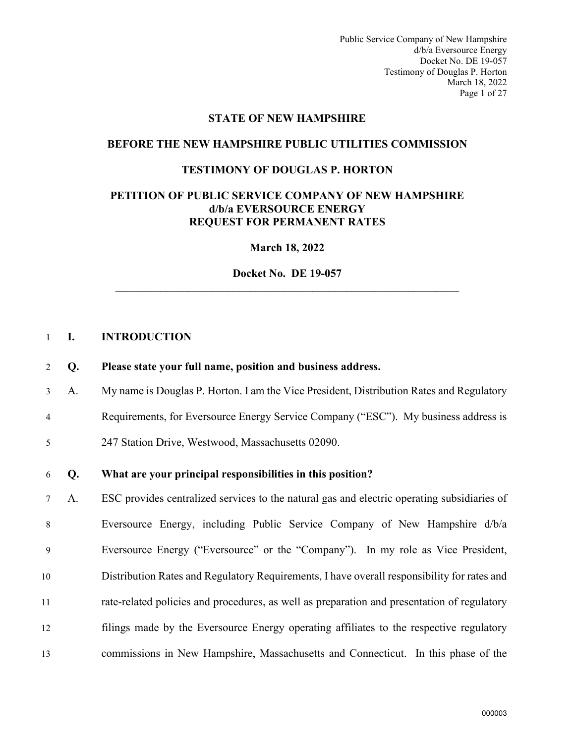**STATE OF NEW HAMPSHIRE**

**BEFORE THE NEW HAMPSHIRE PUBLIC UTILITIES COMMISSION**

**TESTIMONY OF DOUGLAS P. HORTON**

**PETITION OF PUBLIC SERVICE COMPANY OF NEW HAMPSHIRE d/b/a EVERSOURCE ENERGY REQUEST FOR PERMANENT RATES**

**March 18, 2022**

**Docket No. DE 19-057**

---

## I. INTRODUCTION

**Q. Please state your full name, position and business address.**

A. My name is Douglas P. Horton. I am the Vice President, Distribution Rates and Regulatory Requirements, for Eversource Energy Service Company ("ESC"). My business address is 247 Station Drive, Westwood, Massachusetts 02090.

**Q. What are your principal responsibilities in this position?**

A. ESC provides centralized services to the natural gas and electric operating subsidiaries of Eversource Energy, including Public Service Company of New Hampshire d/b/a Eversource Energy ("Eversource" or the "Company"). In my role as Vice President, Distribution Rates and Regulatory Requirements, I have overall responsibility for rates and rate-related policies and procedures, as well as preparation and presentation of regulatory filings made by the Eversource Energy operating affiliates to the respective regulatory commissions in New Hampshire, Massachusetts and Connecticut. In this phase of the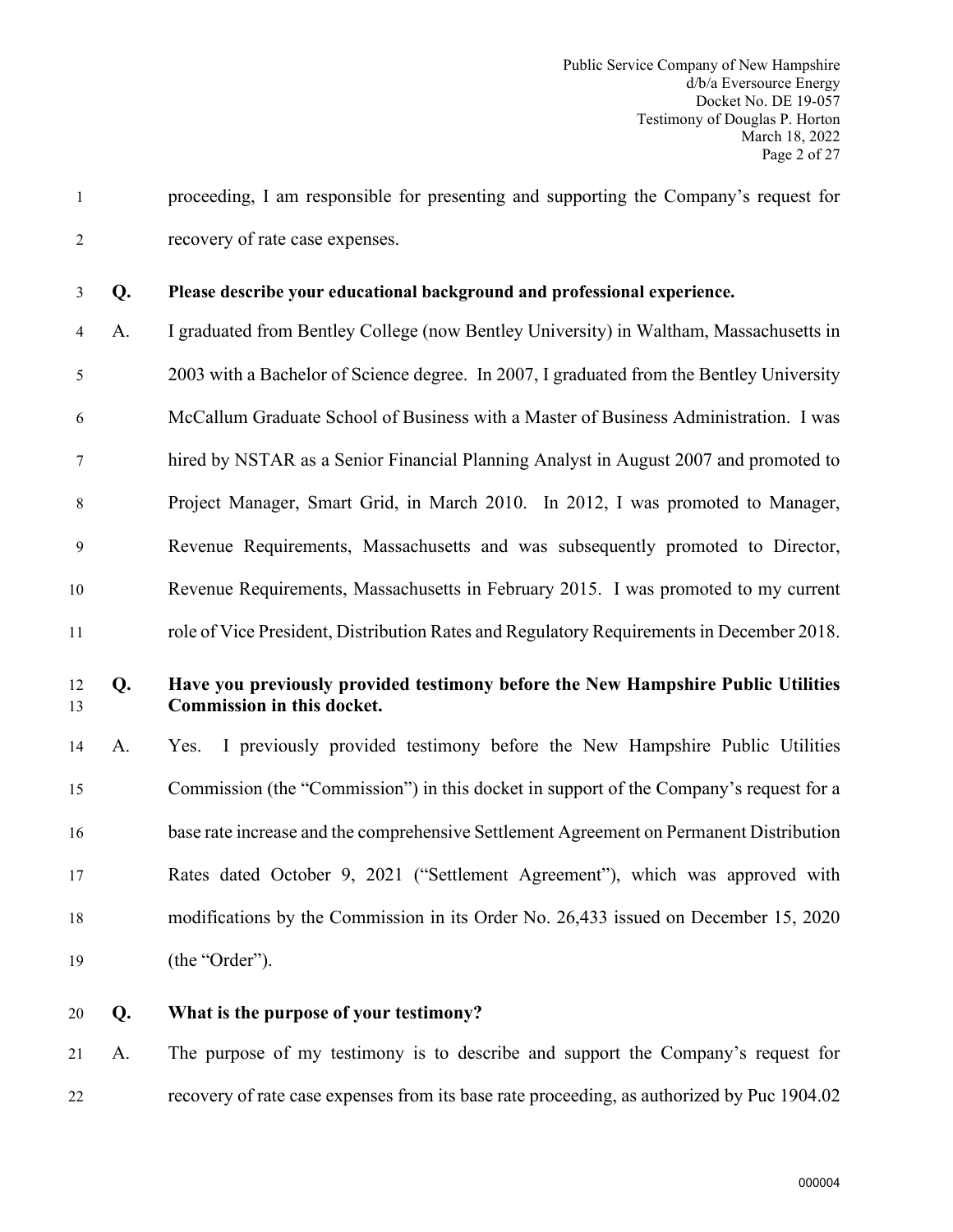proceeding, I am responsible for presenting and supporting the Company's request for recovery of rate case expenses.

**Q. Please describe your educational background and professional experience.**

A. I graduated from Bentley College (now Bentley University) in Waltham, Massachusetts in 2003 with a Bachelor of Science degree. In 2007, I graduated from the Bentley University McCallum Graduate School of Business with a Master of Business Administration. I was hired by NSTAR as a Senior Financial Planning Analyst in August 2007 and promoted to Project Manager, Smart Grid, in March 2010. In 2012, I was promoted to Manager, Revenue Requirements, Massachusetts and was subsequently promoted to Director, Revenue Requirements, Massachusetts in February 2015. I was promoted to my current role of Vice President, Distribution Rates and Regulatory Requirements in December 2018.

**Q. Have you previously provided testimony before the New Hampshire Public Utilities Commission in this docket.**

A. Yes. I previously provided testimony before the New Hampshire Public Utilities Commission (the "Commission") in this docket in support of the Company's request for a base rate increase and the comprehensive Settlement Agreement on Permanent Distribution Rates dated October 9, 2021 ("Settlement Agreement"), which was approved with modifications by the Commission in its Order No. 26,433 issued on December 15, 2020 (the "Order").

**Q. What is the purpose of your testimony?**

A. The purpose of my testimony is to describe and support the Company's request for recovery of rate case expenses from its base rate proceeding, as authorized by Puc 1904.02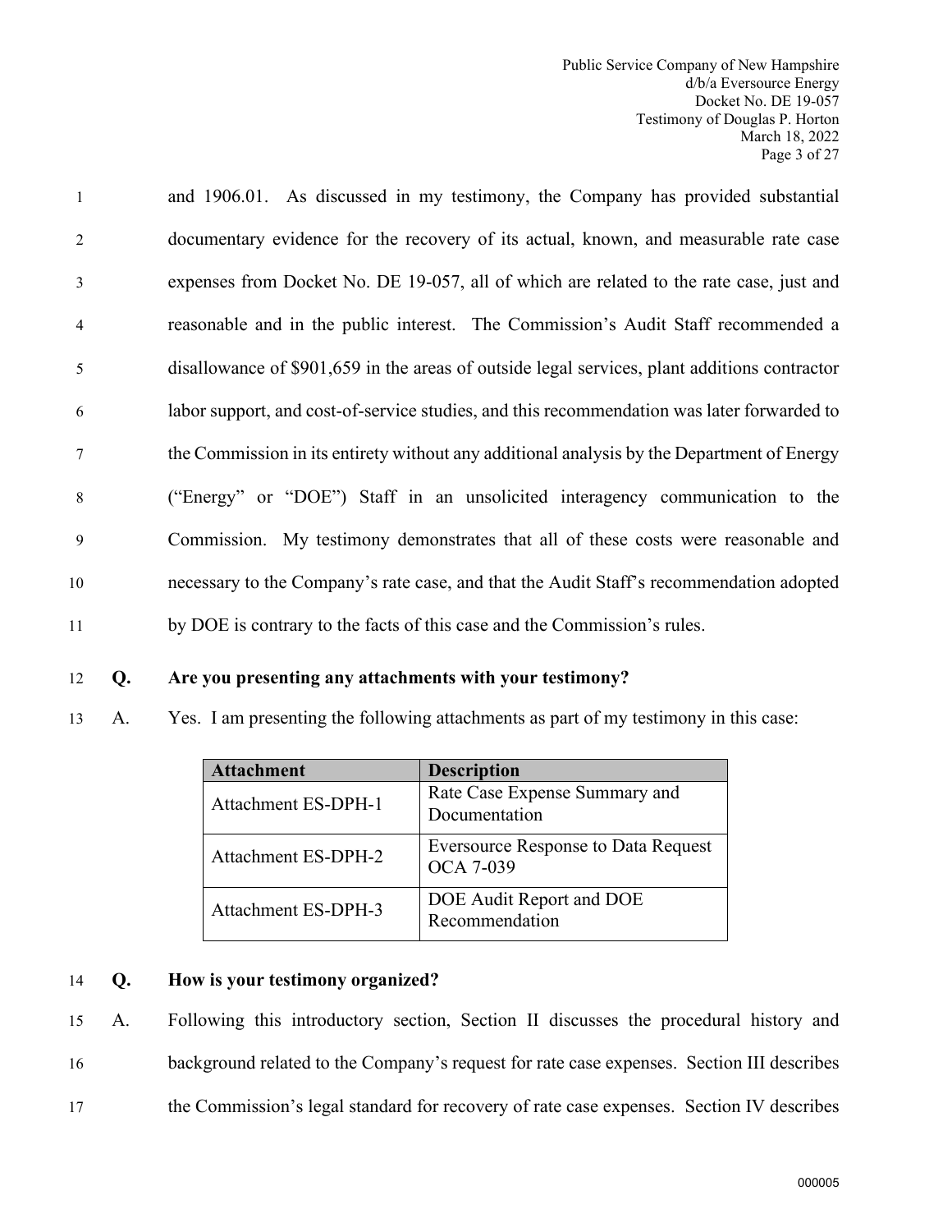and 1906.01. As discussed in my testimony, the Company has provided substantial documentary evidence for the recovery of its actual, known, and measurable rate case expenses from Docket No. DE 19-057, all of which are related to the rate case, just and reasonable and in the public interest. The Commission's Audit Staff recommended a disallowance of $901,659 in the areas of outside legal services, plant additions contractor labor support, and cost-of-service studies, and this recommendation was later forwarded to the Commission in its entirety without any additional analysis by the Department of Energy ("Energy" or "DOE") Staff in an unsolicited interagency communication to the Commission. My testimony demonstrates that all of these costs were reasonable and necessary to the Company's rate case, and that the Audit Staff's recommendation adopted by DOE is contrary to the facts of this case and the Commission's rules.

**Q. Are you presenting any attachments with your testimony?**

A. Yes. I am presenting the following attachments as part of my testimony in this case:

| Attachment | Description |
|---|---|
| Attachment ES-DPH-1 | Rate Case Expense Summary and Documentation |
| Attachment ES-DPH-2 | Eversource Response to Data Request OCA 7-039 |
| Attachment ES-DPH-3 | DOE Audit Report and DOE Recommendation |

**Q. How is your testimony organized?**

A. Following this introductory section, Section II discusses the procedural history and background related to the Company's request for rate case expenses. Section III describes the Commission's legal standard for recovery of rate case expenses. Section IV describes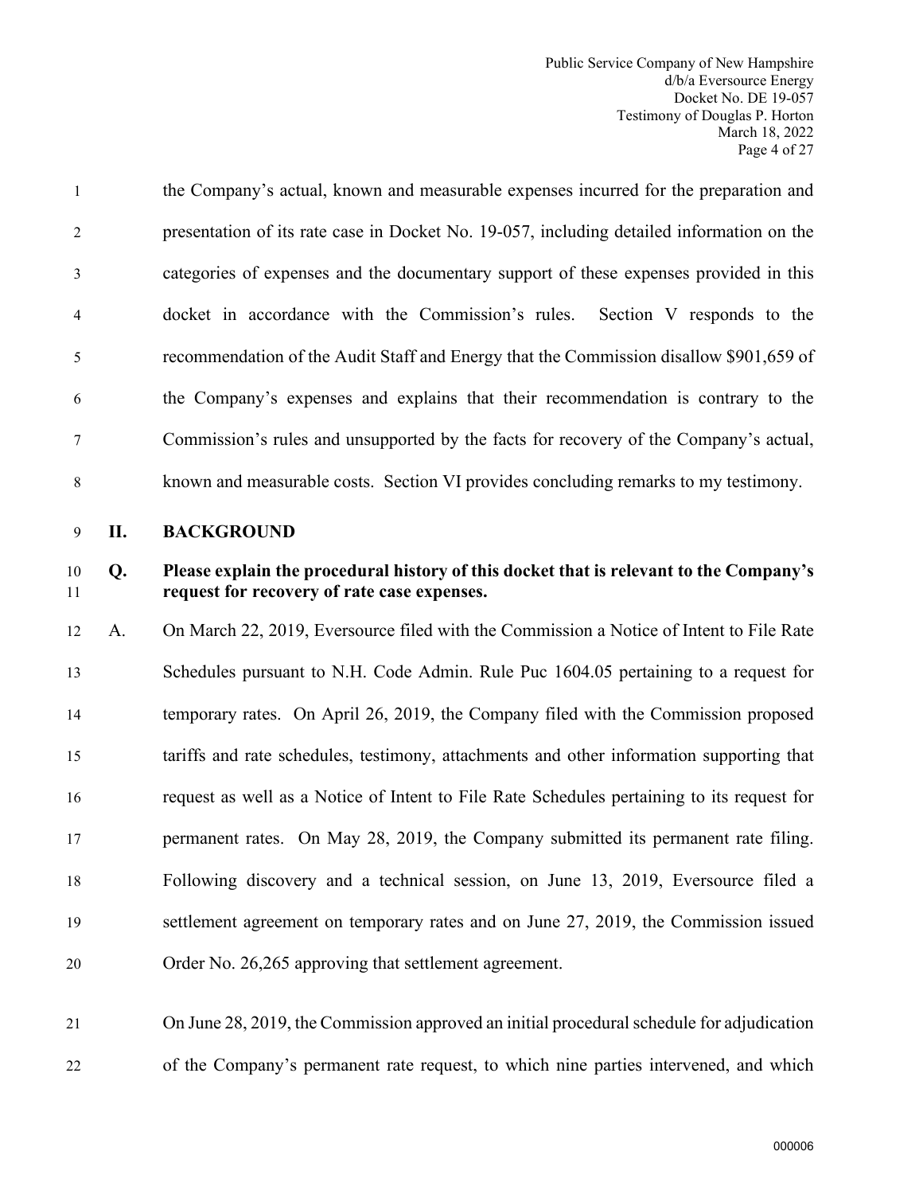the Company's actual, known and measurable expenses incurred for the preparation and presentation of its rate case in Docket No. 19-057, including detailed information on the categories of expenses and the documentary support of these expenses provided in this docket in accordance with the Commission's rules. Section V responds to the recommendation of the Audit Staff and Energy that the Commission disallow $901,659 of the Company's expenses and explains that their recommendation is contrary to the Commission's rules and unsupported by the facts for recovery of the Company's actual, known and measurable costs. Section VI provides concluding remarks to my testimony.

## II. BACKGROUND

**Q. Please explain the procedural history of this docket that is relevant to the Company's request for recovery of rate case expenses.**

A. On March 22, 2019, Eversource filed with the Commission a Notice of Intent to File Rate Schedules pursuant to N.H. Code Admin. Rule Puc 1604.05 pertaining to a request for temporary rates. On April 26, 2019, the Company filed with the Commission proposed tariffs and rate schedules, testimony, attachments and other information supporting that request as well as a Notice of Intent to File Rate Schedules pertaining to its request for permanent rates. On May 28, 2019, the Company submitted its permanent rate filing. Following discovery and a technical session, on June 13, 2019, Eversource filed a settlement agreement on temporary rates and on June 27, 2019, the Commission issued Order No. 26,265 approving that settlement agreement.

On June 28, 2019, the Commission approved an initial procedural schedule for adjudication of the Company's permanent rate request, to which nine parties intervened, and which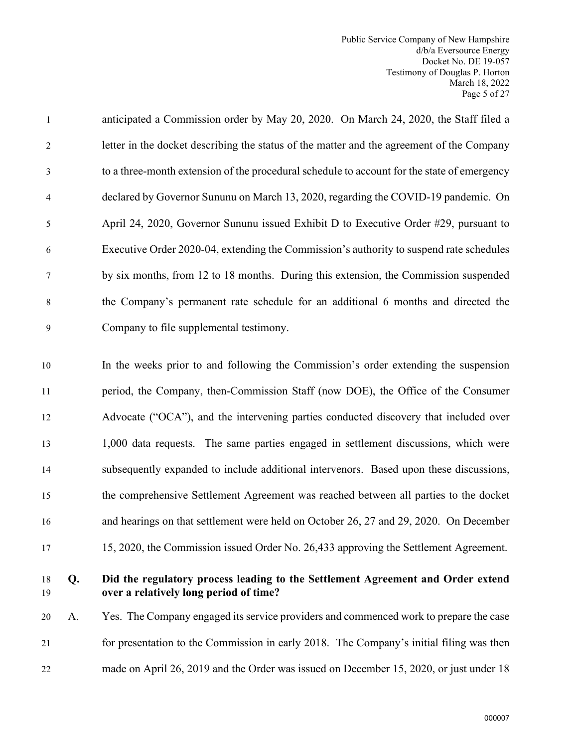anticipated a Commission order by May 20, 2020. On March 24, 2020, the Staff filed a letter in the docket describing the status of the matter and the agreement of the Company to a three-month extension of the procedural schedule to account for the state of emergency declared by Governor Sununu on March 13, 2020, regarding the COVID-19 pandemic. On April 24, 2020, Governor Sununu issued Exhibit D to Executive Order #29, pursuant to Executive Order 2020-04, extending the Commission's authority to suspend rate schedules by six months, from 12 to 18 months. During this extension, the Commission suspended the Company's permanent rate schedule for an additional 6 months and directed the Company to file supplemental testimony.

In the weeks prior to and following the Commission's order extending the suspension period, the Company, then-Commission Staff (now DOE), the Office of the Consumer Advocate ("OCA"), and the intervening parties conducted discovery that included over 1,000 data requests. The same parties engaged in settlement discussions, which were subsequently expanded to include additional intervenors. Based upon these discussions, the comprehensive Settlement Agreement was reached between all parties to the docket and hearings on that settlement were held on October 26, 27 and 29, 2020. On December 15, 2020, the Commission issued Order No. 26,433 approving the Settlement Agreement.

**Q. Did the regulatory process leading to the Settlement Agreement and Order extend over a relatively long period of time?**

A. Yes. The Company engaged its service providers and commenced work to prepare the case for presentation to the Commission in early 2018. The Company's initial filing was then made on April 26, 2019 and the Order was issued on December 15, 2020, or just under 18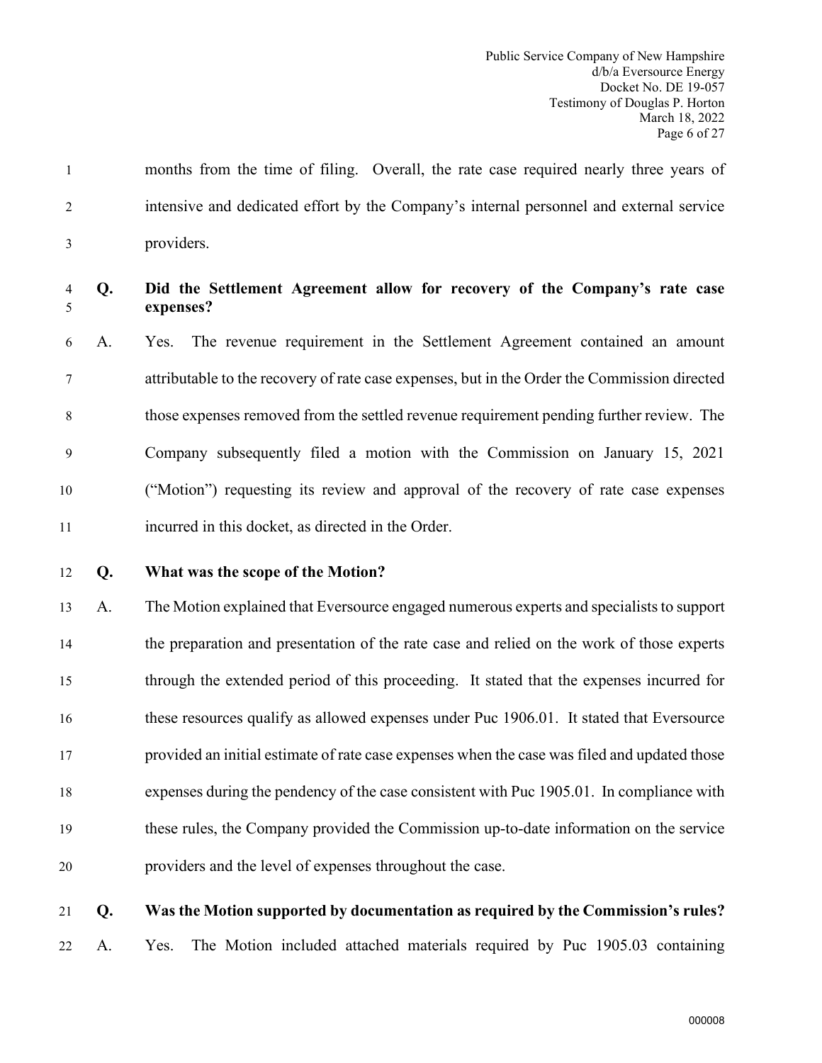months from the time of filing. Overall, the rate case required nearly three years of intensive and dedicated effort by the Company's internal personnel and external service providers.

**Q. Did the Settlement Agreement allow for recovery of the Company's rate case expenses?**

A. Yes. The revenue requirement in the Settlement Agreement contained an amount attributable to the recovery of rate case expenses, but in the Order the Commission directed those expenses removed from the settled revenue requirement pending further review. The Company subsequently filed a motion with the Commission on January 15, 2021 ("Motion") requesting its review and approval of the recovery of rate case expenses incurred in this docket, as directed in the Order.

**Q. What was the scope of the Motion?**

A. The Motion explained that Eversource engaged numerous experts and specialists to support the preparation and presentation of the rate case and relied on the work of those experts through the extended period of this proceeding. It stated that the expenses incurred for these resources qualify as allowed expenses under Puc 1906.01. It stated that Eversource provided an initial estimate of rate case expenses when the case was filed and updated those expenses during the pendency of the case consistent with Puc 1905.01. In compliance with these rules, the Company provided the Commission up-to-date information on the service providers and the level of expenses throughout the case.

**Q. Was the Motion supported by documentation as required by the Commission's rules?**

A. Yes. The Motion included attached materials required by Puc 1905.03 containing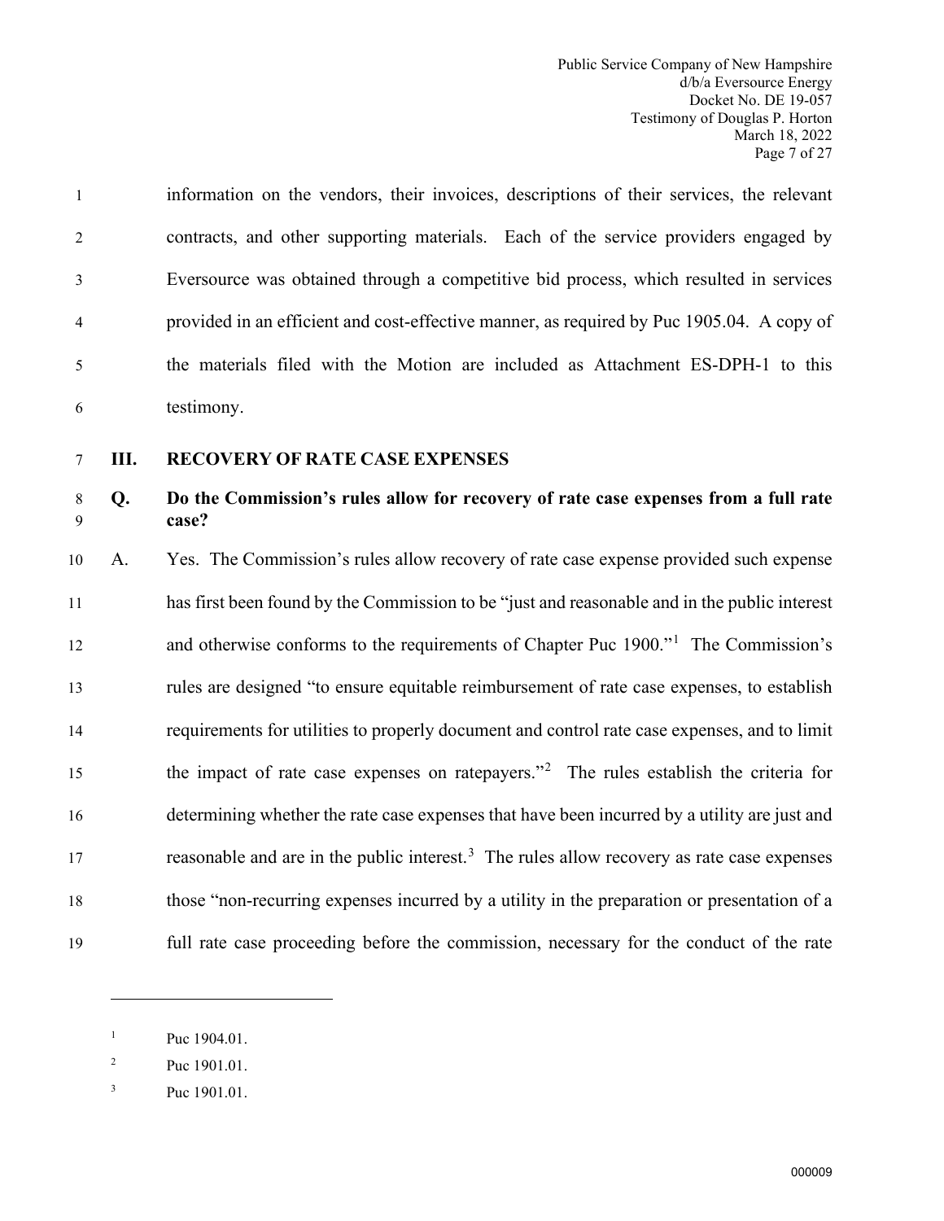information on the vendors, their invoices, descriptions of their services, the relevant contracts, and other supporting materials. Each of the service providers engaged by Eversource was obtained through a competitive bid process, which resulted in services provided in an efficient and cost-effective manner, as required by Puc 1905.04. A copy of the materials filed with the Motion are included as Attachment ES-DPH-1 to this testimony.

## III. RECOVERY OF RATE CASE EXPENSES

**Q. Do the Commission's rules allow for recovery of rate case expenses from a full rate case?**

A. Yes. The Commission's rules allow recovery of rate case expense provided such expense has first been found by the Commission to be "just and reasonable and in the public interest and otherwise conforms to the requirements of Chapter Puc 1900."[1] The Commission's rules are designed "to ensure equitable reimbursement of rate case expenses, to establish requirements for utilities to properly document and control rate case expenses, and to limit the impact of rate case expenses on ratepayers."[2] The rules establish the criteria for determining whether the rate case expenses that have been incurred by a utility are just and reasonable and are in the public interest.[3] The rules allow recovery as rate case expenses those "non-recurring expenses incurred by a utility in the preparation or presentation of a full rate case proceeding before the commission, necessary for the conduct of the rate

---

[1] Puc 1904.01.

[2] Puc 1901.01.

[3] Puc 1901.01.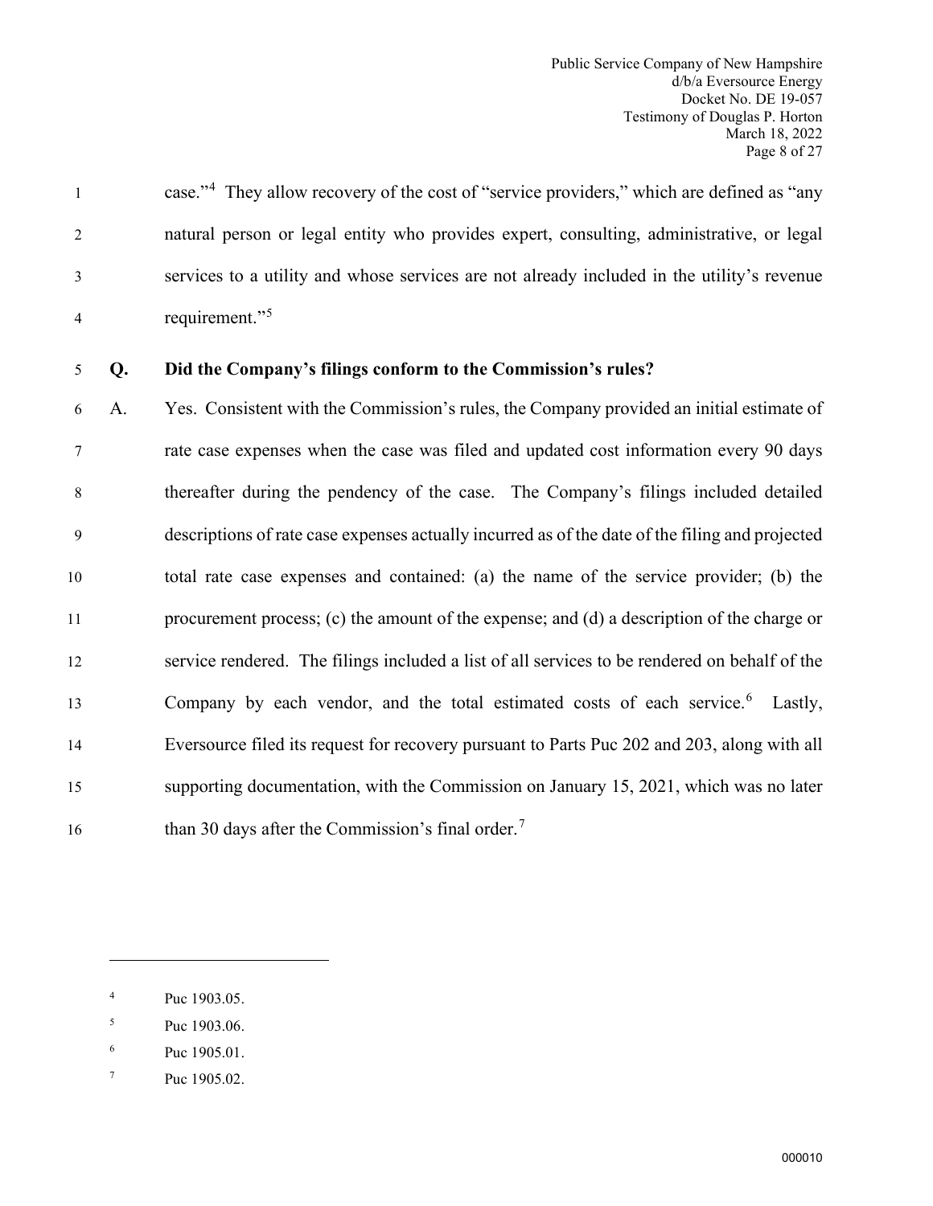case."[4] They allow recovery of the cost of "service providers," which are defined as "any natural person or legal entity who provides expert, consulting, administrative, or legal services to a utility and whose services are not already included in the utility's revenue requirement."[5]

**Q. Did the Company's filings conform to the Commission's rules?**

A. Yes. Consistent with the Commission's rules, the Company provided an initial estimate of rate case expenses when the case was filed and updated cost information every 90 days thereafter during the pendency of the case. The Company's filings included detailed descriptions of rate case expenses actually incurred as of the date of the filing and projected total rate case expenses and contained: (a) the name of the service provider; (b) the procurement process; (c) the amount of the expense; and (d) a description of the charge or service rendered. The filings included a list of all services to be rendered on behalf of the Company by each vendor, and the total estimated costs of each service.[6] Lastly, Eversource filed its request for recovery pursuant to Parts Puc 202 and 203, along with all supporting documentation, with the Commission on January 15, 2021, which was no later than 30 days after the Commission's final order.[7]

---

[4] Puc 1903.05.

[5] Puc 1903.06.

[6] Puc 1905.01.

[7] Puc 1905.02.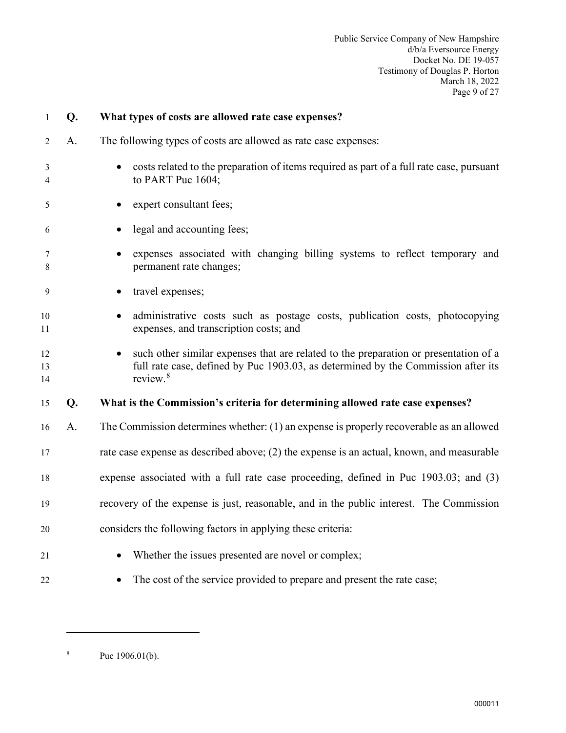**Q. What types of costs are allowed rate case expenses?**

A. The following types of costs are allowed as rate case expenses:

- costs related to the preparation of items required as part of a full rate case, pursuant to PART Puc 1604;
- expert consultant fees;
- legal and accounting fees;
- expenses associated with changing billing systems to reflect temporary and permanent rate changes;
- travel expenses;
- administrative costs such as postage costs, publication costs, photocopying expenses, and transcription costs; and
- such other similar expenses that are related to the preparation or presentation of a full rate case, defined by Puc 1903.03, as determined by the Commission after its review.[8]

**Q. What is the Commission's criteria for determining allowed rate case expenses?**

A. The Commission determines whether: (1) an expense is properly recoverable as an allowed rate case expense as described above; (2) the expense is an actual, known, and measurable expense associated with a full rate case proceeding, defined in Puc 1903.03; and (3) recovery of the expense is just, reasonable, and in the public interest. The Commission considers the following factors in applying these criteria:

- Whether the issues presented are novel or complex;
- The cost of the service provided to prepare and present the rate case;

---

[8] Puc 1906.01(b).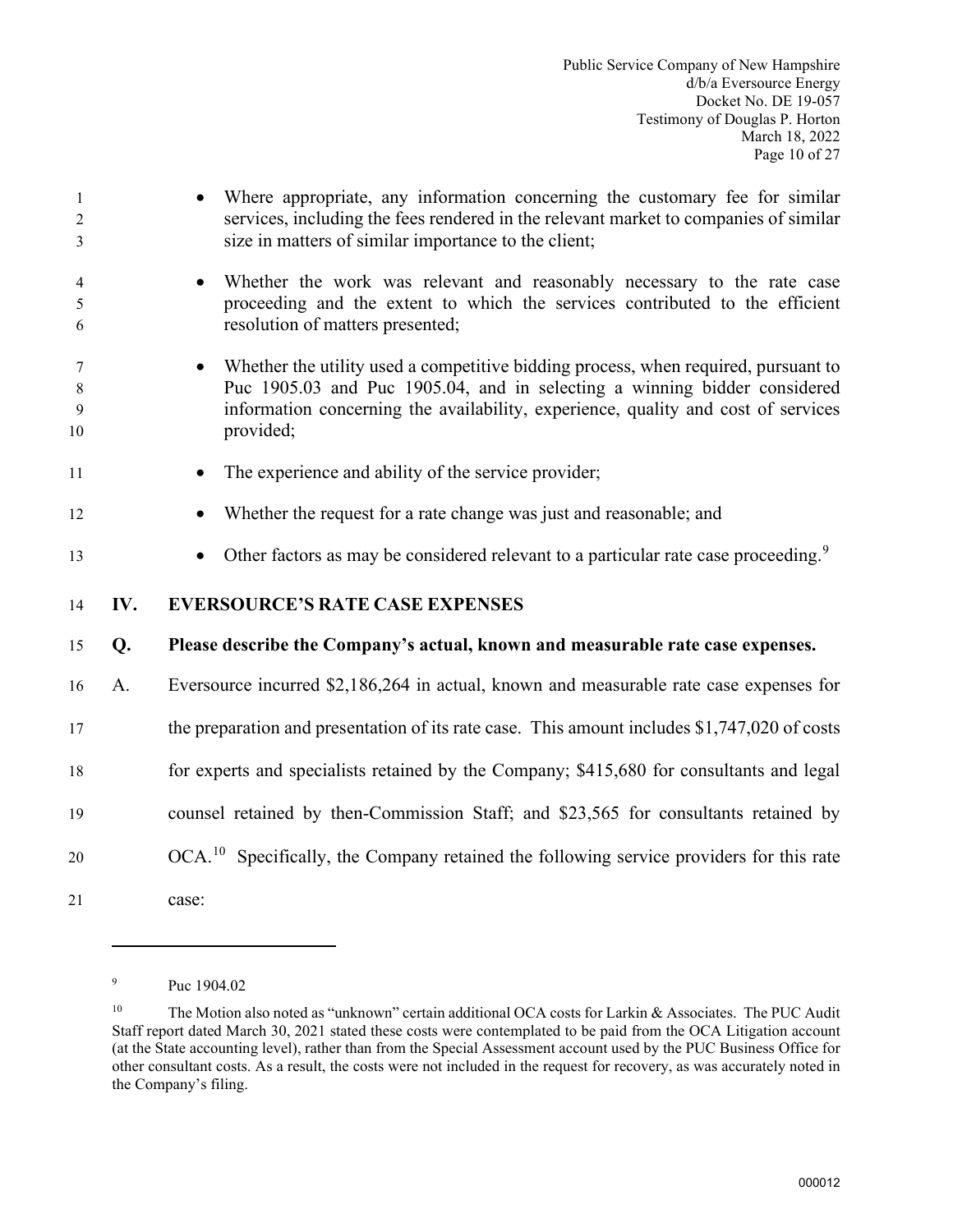- Where appropriate, any information concerning the customary fee for similar services, including the fees rendered in the relevant market to companies of similar size in matters of similar importance to the client;
- Whether the work was relevant and reasonably necessary to the rate case proceeding and the extent to which the services contributed to the efficient resolution of matters presented;
- Whether the utility used a competitive bidding process, when required, pursuant to Puc 1905.03 and Puc 1905.04, and in selecting a winning bidder considered information concerning the availability, experience, quality and cost of services provided;
- The experience and ability of the service provider;
- Whether the request for a rate change was just and reasonable; and
- Other factors as may be considered relevant to a particular rate case proceeding.[9]

## IV. EVERSOURCE'S RATE CASE EXPENSES

**Q. Please describe the Company's actual, known and measurable rate case expenses.**

A. Eversource incurred $2,186,264 in actual, known and measurable rate case expenses for the preparation and presentation of its rate case. This amount includes $1,747,020 of costs for experts and specialists retained by the Company; $415,680 for consultants and legal counsel retained by then-Commission Staff; and $23,565 for consultants retained by OCA.[10] Specifically, the Company retained the following service providers for this rate case:

---

[9] Puc 1904.02

[10] The Motion also noted as "unknown" certain additional OCA costs for Larkin & Associates. The PUC Audit Staff report dated March 30, 2021 stated these costs were contemplated to be paid from the OCA Litigation account (at the State accounting level), rather than from the Special Assessment account used by the PUC Business Office for other consultant costs. As a result, the costs were not included in the request for recovery, as was accurately noted in the Company's filing.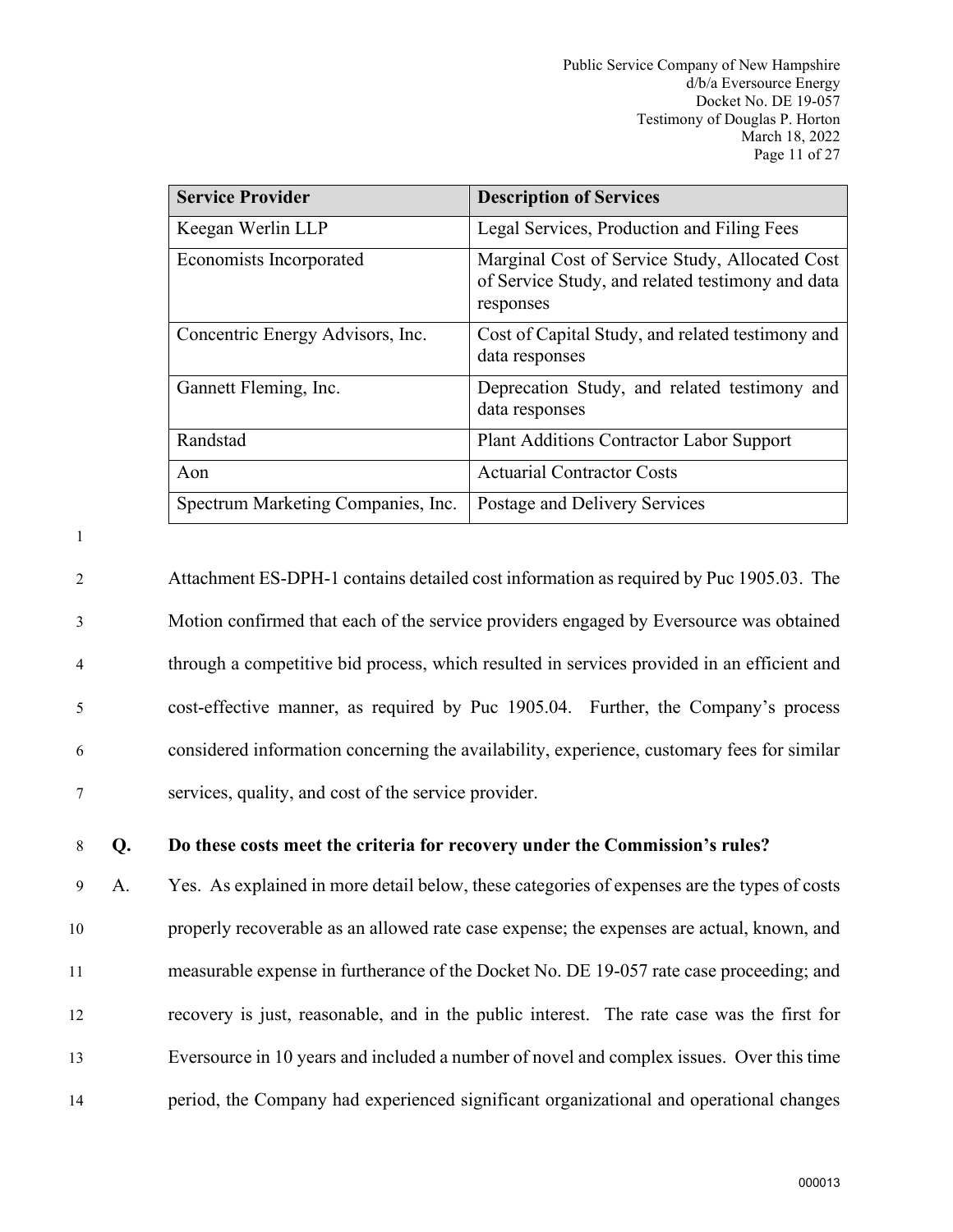| Service Provider | Description of Services |
|---|---|
| Keegan Werlin LLP | Legal Services, Production and Filing Fees |
| Economists Incorporated | Marginal Cost of Service Study, Allocated Cost of Service Study, and related testimony and data responses |
| Concentric Energy Advisors, Inc. | Cost of Capital Study, and related testimony and data responses |
| Gannett Fleming, Inc. | Deprecation Study, and related testimony and data responses |
| Randstad | Plant Additions Contractor Labor Support |
| Aon | Actuarial Contractor Costs |
| Spectrum Marketing Companies, Inc. | Postage and Delivery Services |

Attachment ES-DPH-1 contains detailed cost information as required by Puc 1905.03. The Motion confirmed that each of the service providers engaged by Eversource was obtained through a competitive bid process, which resulted in services provided in an efficient and cost-effective manner, as required by Puc 1905.04. Further, the Company's process considered information concerning the availability, experience, customary fees for similar services, quality, and cost of the service provider.

**Q. Do these costs meet the criteria for recovery under the Commission's rules?**

A. Yes. As explained in more detail below, these categories of expenses are the types of costs properly recoverable as an allowed rate case expense; the expenses are actual, known, and measurable expense in furtherance of the Docket No. DE 19-057 rate case proceeding; and recovery is just, reasonable, and in the public interest. The rate case was the first for Eversource in 10 years and included a number of novel and complex issues. Over this time period, the Company had experienced significant organizational and operational changes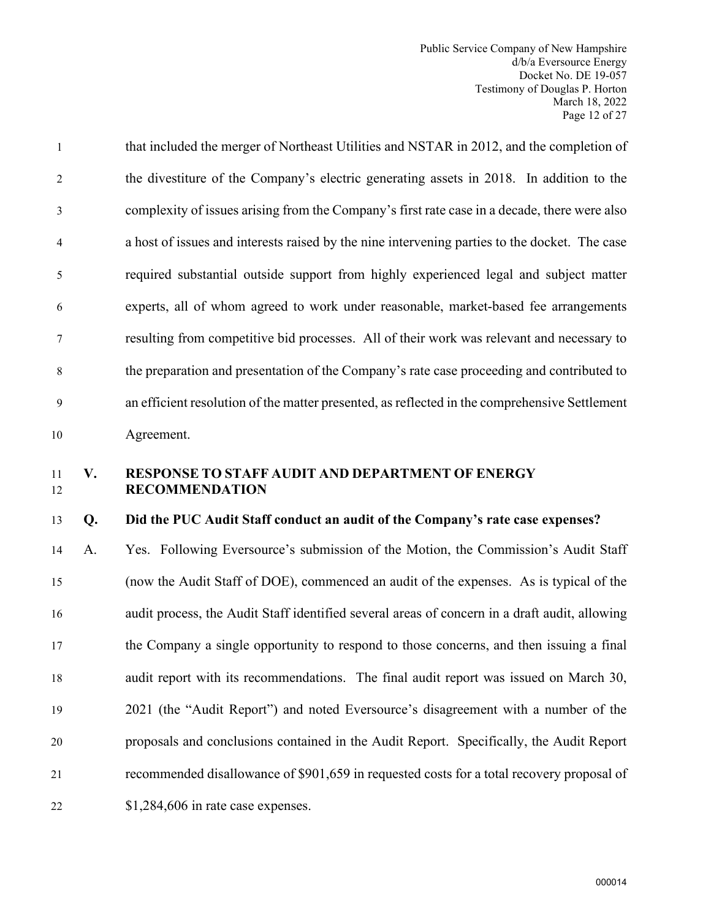that included the merger of Northeast Utilities and NSTAR in 2012, and the completion of the divestiture of the Company's electric generating assets in 2018. In addition to the complexity of issues arising from the Company's first rate case in a decade, there were also a host of issues and interests raised by the nine intervening parties to the docket. The case required substantial outside support from highly experienced legal and subject matter experts, all of whom agreed to work under reasonable, market-based fee arrangements resulting from competitive bid processes. All of their work was relevant and necessary to the preparation and presentation of the Company's rate case proceeding and contributed to an efficient resolution of the matter presented, as reflected in the comprehensive Settlement Agreement.

## V. RESPONSE TO STAFF AUDIT AND DEPARTMENT OF ENERGY RECOMMENDATION

**Q. Did the PUC Audit Staff conduct an audit of the Company's rate case expenses?**

A. Yes. Following Eversource's submission of the Motion, the Commission's Audit Staff (now the Audit Staff of DOE), commenced an audit of the expenses. As is typical of the audit process, the Audit Staff identified several areas of concern in a draft audit, allowing the Company a single opportunity to respond to those concerns, and then issuing a final audit report with its recommendations. The final audit report was issued on March 30, 2021 (the "Audit Report") and noted Eversource's disagreement with a number of the proposals and conclusions contained in the Audit Report. Specifically, the Audit Report recommended disallowance of $901,659 in requested costs for a total recovery proposal of $1,284,606 in rate case expenses.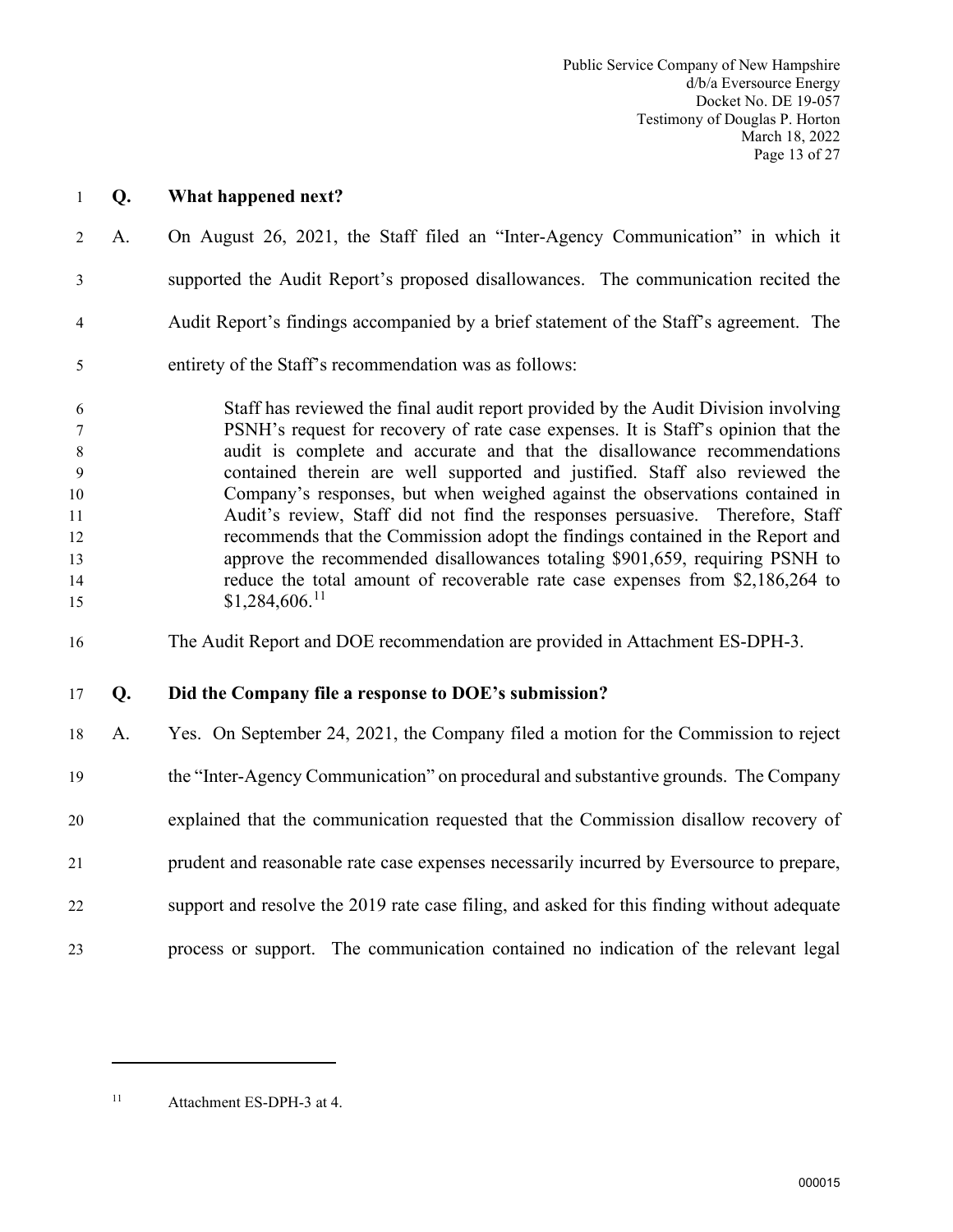**Q. What happened next?**

A. On August 26, 2021, the Staff filed an "Inter-Agency Communication" in which it supported the Audit Report's proposed disallowances. The communication recited the Audit Report's findings accompanied by a brief statement of the Staff's agreement. The entirety of the Staff's recommendation was as follows:

> Staff has reviewed the final audit report provided by the Audit Division involving PSNH's request for recovery of rate case expenses. It is Staff's opinion that the audit is complete and accurate and that the disallowance recommendations contained therein are well supported and justified. Staff also reviewed the Company's responses, but when weighed against the observations contained in Audit's review, Staff did not find the responses persuasive. Therefore, Staff recommends that the Commission adopt the findings contained in the Report and approve the recommended disallowances totaling $901,659, requiring PSNH to reduce the total amount of recoverable rate case expenses from $2,186,264 to $1,284,606.[11]

The Audit Report and DOE recommendation are provided in Attachment ES-DPH-3.

**Q. Did the Company file a response to DOE's submission?**

A. Yes. On September 24, 2021, the Company filed a motion for the Commission to reject the "Inter-Agency Communication" on procedural and substantive grounds. The Company explained that the communication requested that the Commission disallow recovery of prudent and reasonable rate case expenses necessarily incurred by Eversource to prepare, support and resolve the 2019 rate case filing, and asked for this finding without adequate process or support. The communication contained no indication of the relevant legal

---

[11] Attachment ES-DPH-3 at 4.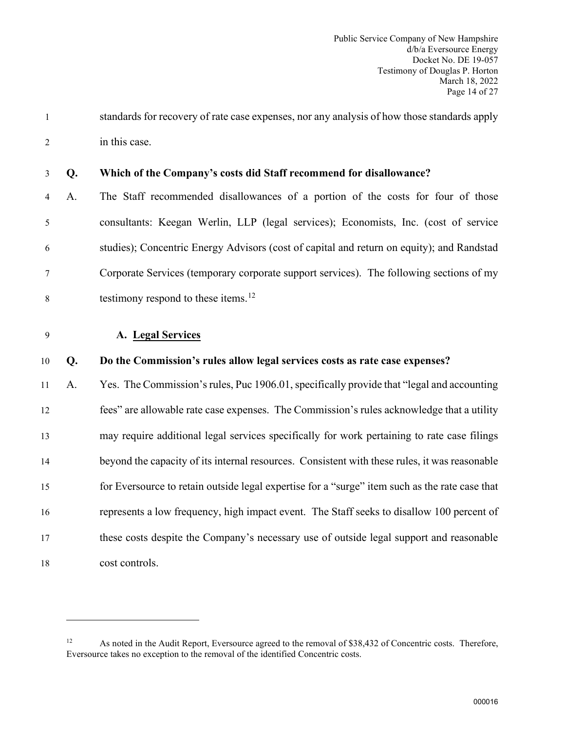standards for recovery of rate case expenses, nor any analysis of how those standards apply in this case.

**Q. Which of the Company's costs did Staff recommend for disallowance?**

A. The Staff recommended disallowances of a portion of the costs for four of those consultants: Keegan Werlin, LLP (legal services); Economists, Inc. (cost of service studies); Concentric Energy Advisors (cost of capital and return on equity); and Randstad Corporate Services (temporary corporate support services). The following sections of my testimony respond to these items.[12]

### A. Legal Services

**Q. Do the Commission's rules allow legal services costs as rate case expenses?**

A. Yes. The Commission's rules, Puc 1906.01, specifically provide that "legal and accounting fees" are allowable rate case expenses. The Commission's rules acknowledge that a utility may require additional legal services specifically for work pertaining to rate case filings beyond the capacity of its internal resources. Consistent with these rules, it was reasonable for Eversource to retain outside legal expertise for a "surge" item such as the rate case that represents a low frequency, high impact event. The Staff seeks to disallow 100 percent of these costs despite the Company's necessary use of outside legal support and reasonable cost controls.

---

[12] As noted in the Audit Report, Eversource agreed to the removal of $38,432 of Concentric costs. Therefore, Eversource takes no exception to the removal of the identified Concentric costs.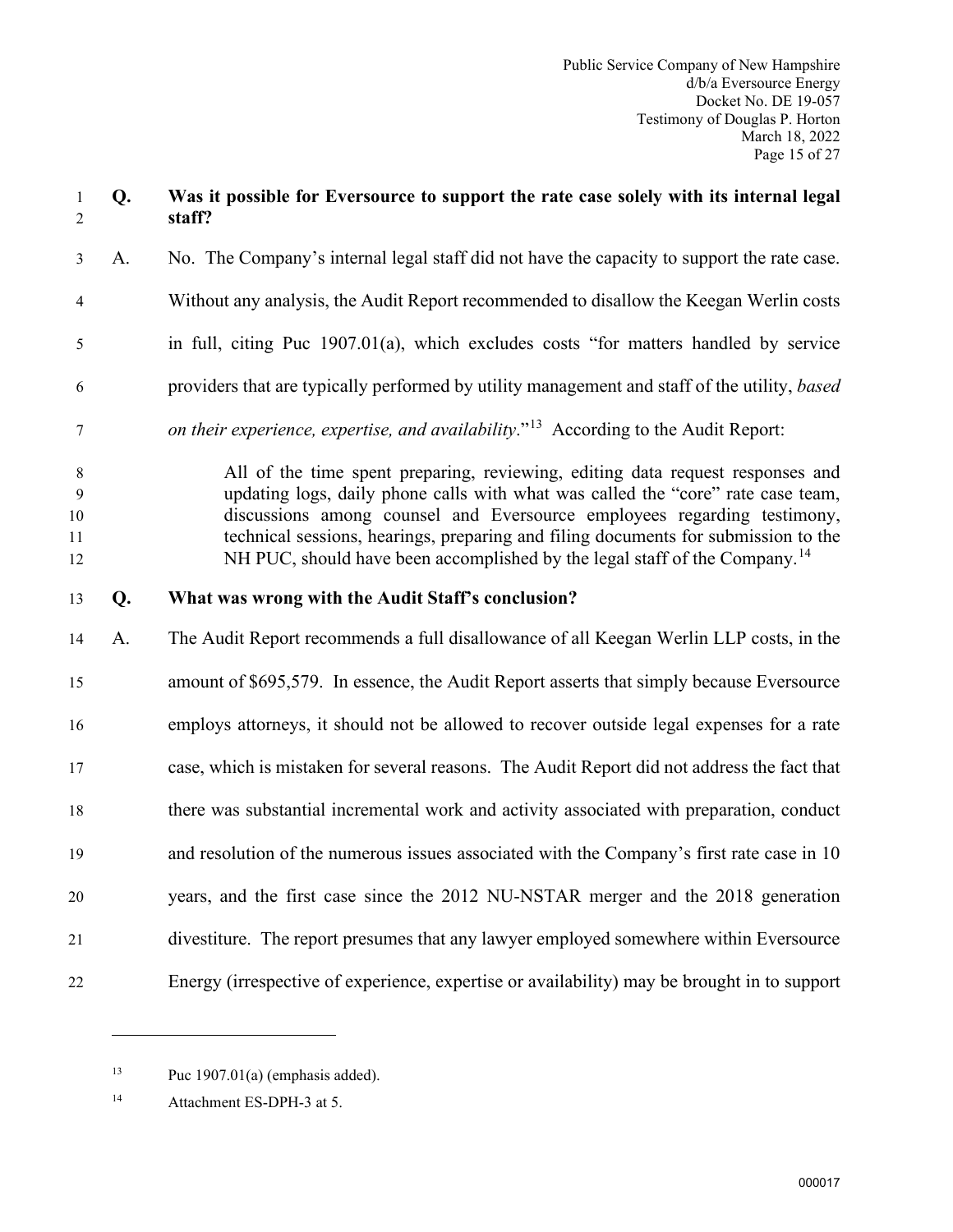**Q. Was it possible for Eversource to support the rate case solely with its internal legal staff?**

A. No. The Company's internal legal staff did not have the capacity to support the rate case. Without any analysis, the Audit Report recommended to disallow the Keegan Werlin costs in full, citing Puc 1907.01(a), which excludes costs "for matters handled by service providers that are typically performed by utility management and staff of the utility, *based on their experience, expertise, and availability*."[13] According to the Audit Report:

> All of the time spent preparing, reviewing, editing data request responses and updating logs, daily phone calls with what was called the "core" rate case team, discussions among counsel and Eversource employees regarding testimony, technical sessions, hearings, preparing and filing documents for submission to the NH PUC, should have been accomplished by the legal staff of the Company.[14]

**Q. What was wrong with the Audit Staff's conclusion?**

A. The Audit Report recommends a full disallowance of all Keegan Werlin LLP costs, in the amount of $695,579. In essence, the Audit Report asserts that simply because Eversource employs attorneys, it should not be allowed to recover outside legal expenses for a rate case, which is mistaken for several reasons. The Audit Report did not address the fact that there was substantial incremental work and activity associated with preparation, conduct and resolution of the numerous issues associated with the Company's first rate case in 10 years, and the first case since the 2012 NU-NSTAR merger and the 2018 generation divestiture. The report presumes that any lawyer employed somewhere within Eversource Energy (irrespective of experience, expertise or availability) may be brought in to support

---

[13] Puc 1907.01(a) (emphasis added).

[14] Attachment ES-DPH-3 at 5.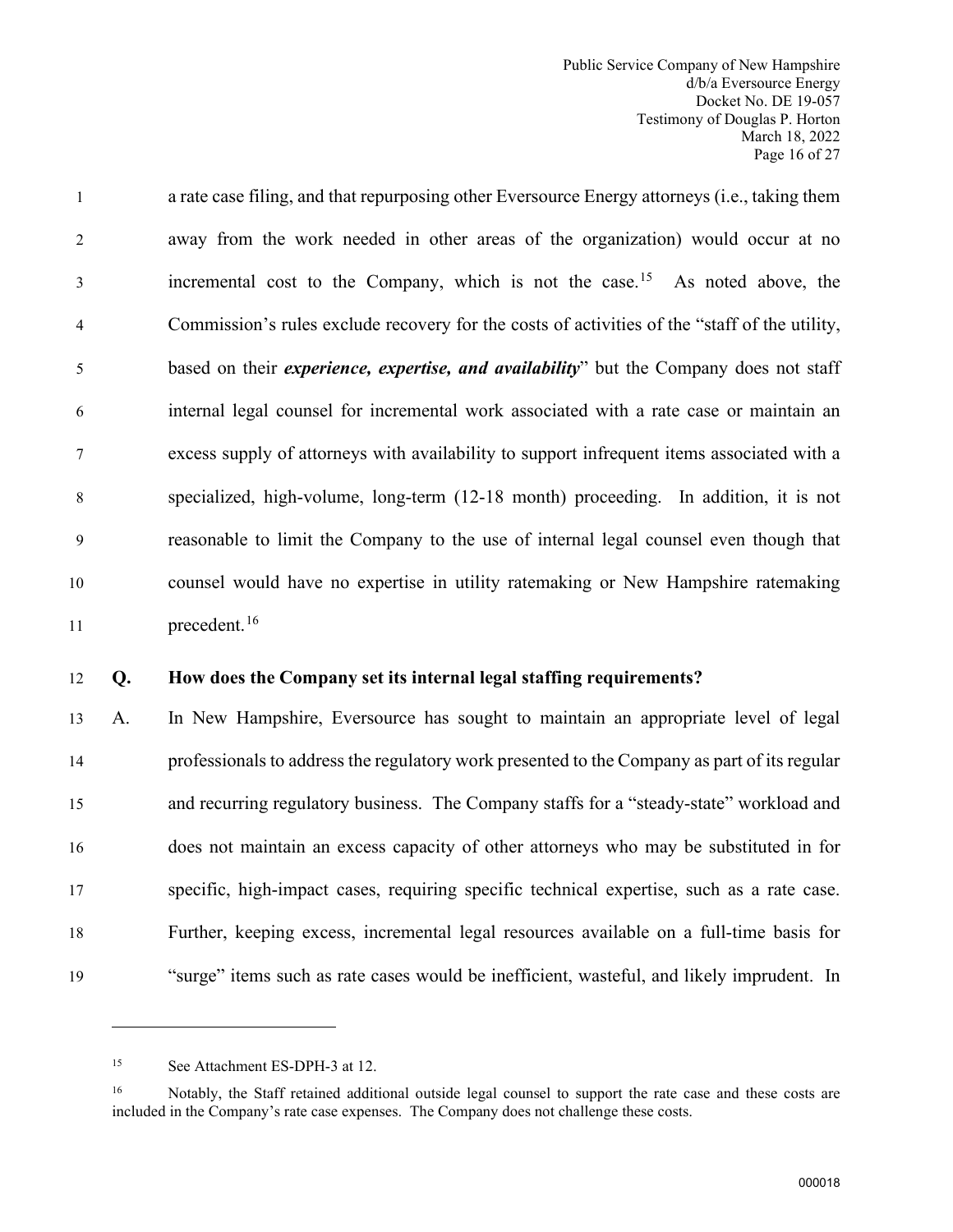a rate case filing, and that repurposing other Eversource Energy attorneys (i.e., taking them away from the work needed in other areas of the organization) would occur at no incremental cost to the Company, which is not the case.[15] As noted above, the Commission's rules exclude recovery for the costs of activities of the "staff of the utility, based on their ***experience, expertise, and availability***" but the Company does not staff internal legal counsel for incremental work associated with a rate case or maintain an excess supply of attorneys with availability to support infrequent items associated with a specialized, high-volume, long-term (12-18 month) proceeding. In addition, it is not reasonable to limit the Company to the use of internal legal counsel even though that counsel would have no expertise in utility ratemaking or New Hampshire ratemaking precedent.[16]

**Q. How does the Company set its internal legal staffing requirements?**

A. In New Hampshire, Eversource has sought to maintain an appropriate level of legal professionals to address the regulatory work presented to the Company as part of its regular and recurring regulatory business. The Company staffs for a "steady-state" workload and does not maintain an excess capacity of other attorneys who may be substituted in for specific, high-impact cases, requiring specific technical expertise, such as a rate case. Further, keeping excess, incremental legal resources available on a full-time basis for "surge" items such as rate cases would be inefficient, wasteful, and likely imprudent. In

---

[15] See Attachment ES-DPH-3 at 12.

[16] Notably, the Staff retained additional outside legal counsel to support the rate case and these costs are included in the Company's rate case expenses. The Company does not challenge these costs.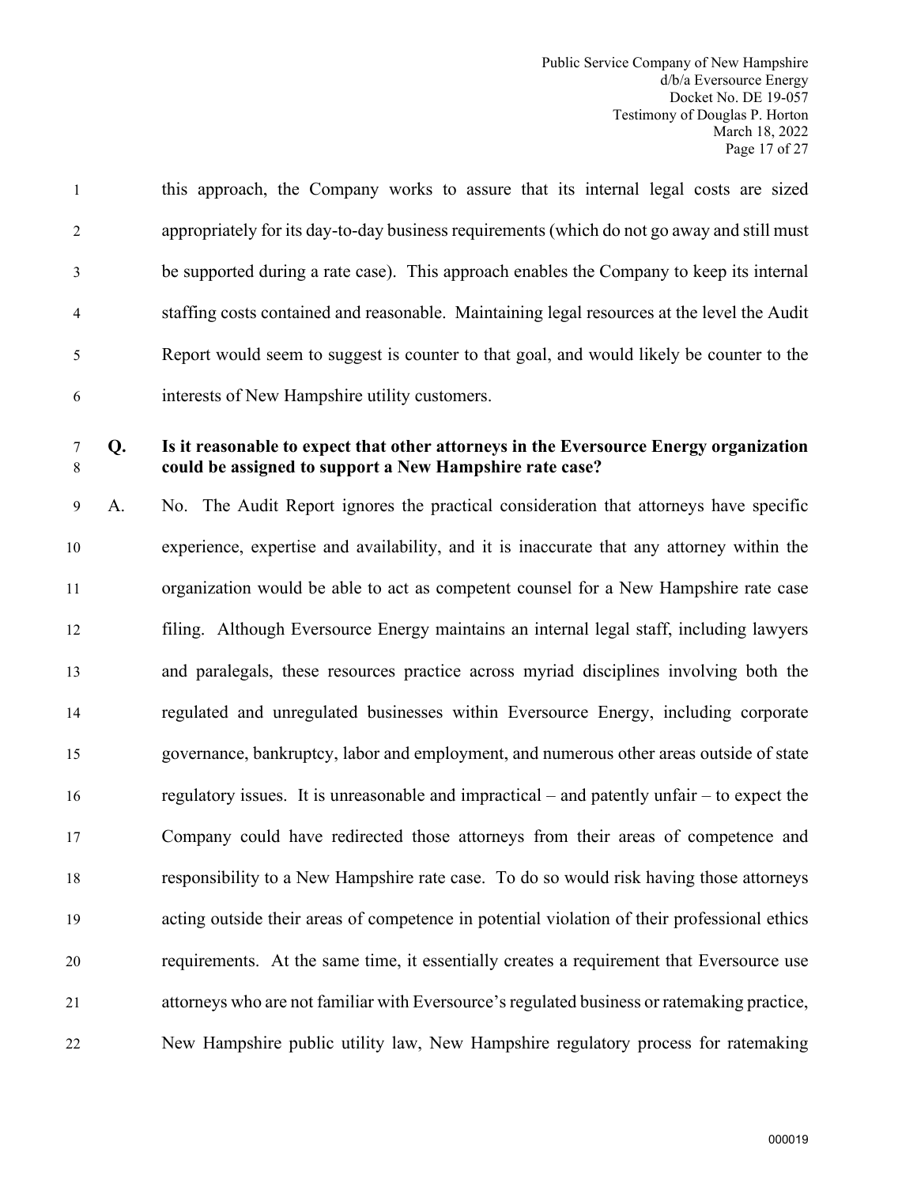this approach, the Company works to assure that its internal legal costs are sized appropriately for its day-to-day business requirements (which do not go away and still must be supported during a rate case). This approach enables the Company to keep its internal staffing costs contained and reasonable. Maintaining legal resources at the level the Audit Report would seem to suggest is counter to that goal, and would likely be counter to the interests of New Hampshire utility customers.

**Q. Is it reasonable to expect that other attorneys in the Eversource Energy organization could be assigned to support a New Hampshire rate case?**

A. No. The Audit Report ignores the practical consideration that attorneys have specific experience, expertise and availability, and it is inaccurate that any attorney within the organization would be able to act as competent counsel for a New Hampshire rate case filing. Although Eversource Energy maintains an internal legal staff, including lawyers and paralegals, these resources practice across myriad disciplines involving both the regulated and unregulated businesses within Eversource Energy, including corporate governance, bankruptcy, labor and employment, and numerous other areas outside of state regulatory issues. It is unreasonable and impractical – and patently unfair – to expect the Company could have redirected those attorneys from their areas of competence and responsibility to a New Hampshire rate case. To do so would risk having those attorneys acting outside their areas of competence in potential violation of their professional ethics requirements. At the same time, it essentially creates a requirement that Eversource use attorneys who are not familiar with Eversource's regulated business or ratemaking practice, New Hampshire public utility law, New Hampshire regulatory process for ratemaking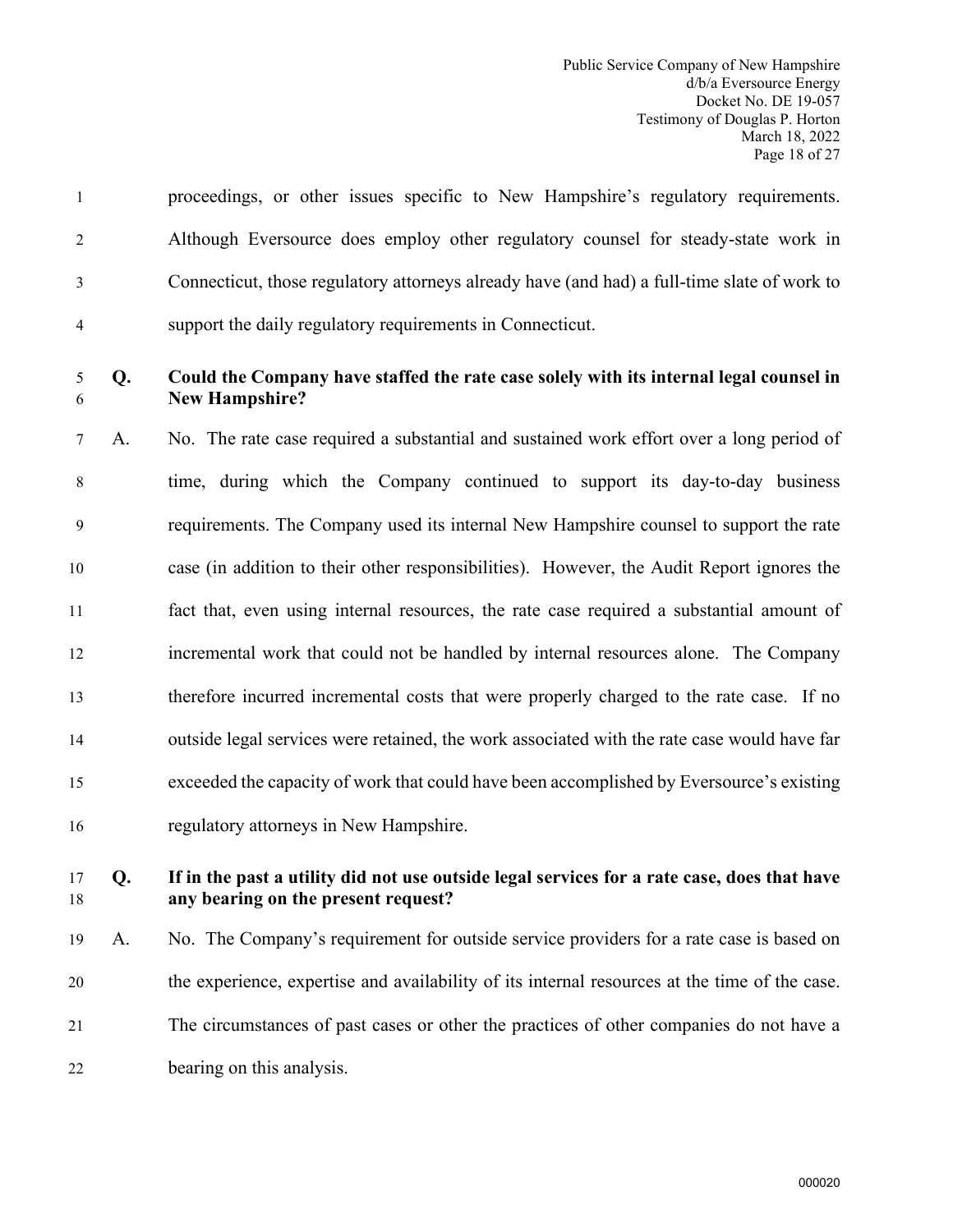proceedings, or other issues specific to New Hampshire's regulatory requirements. Although Eversource does employ other regulatory counsel for steady-state work in Connecticut, those regulatory attorneys already have (and had) a full-time slate of work to support the daily regulatory requirements in Connecticut.

**Q. Could the Company have staffed the rate case solely with its internal legal counsel in New Hampshire?**

A. No. The rate case required a substantial and sustained work effort over a long period of time, during which the Company continued to support its day-to-day business requirements. The Company used its internal New Hampshire counsel to support the rate case (in addition to their other responsibilities). However, the Audit Report ignores the fact that, even using internal resources, the rate case required a substantial amount of incremental work that could not be handled by internal resources alone. The Company therefore incurred incremental costs that were properly charged to the rate case. If no outside legal services were retained, the work associated with the rate case would have far exceeded the capacity of work that could have been accomplished by Eversource's existing regulatory attorneys in New Hampshire.

**Q. If in the past a utility did not use outside legal services for a rate case, does that have any bearing on the present request?**

A. No. The Company's requirement for outside service providers for a rate case is based on the experience, expertise and availability of its internal resources at the time of the case. The circumstances of past cases or other the practices of other companies do not have a bearing on this analysis.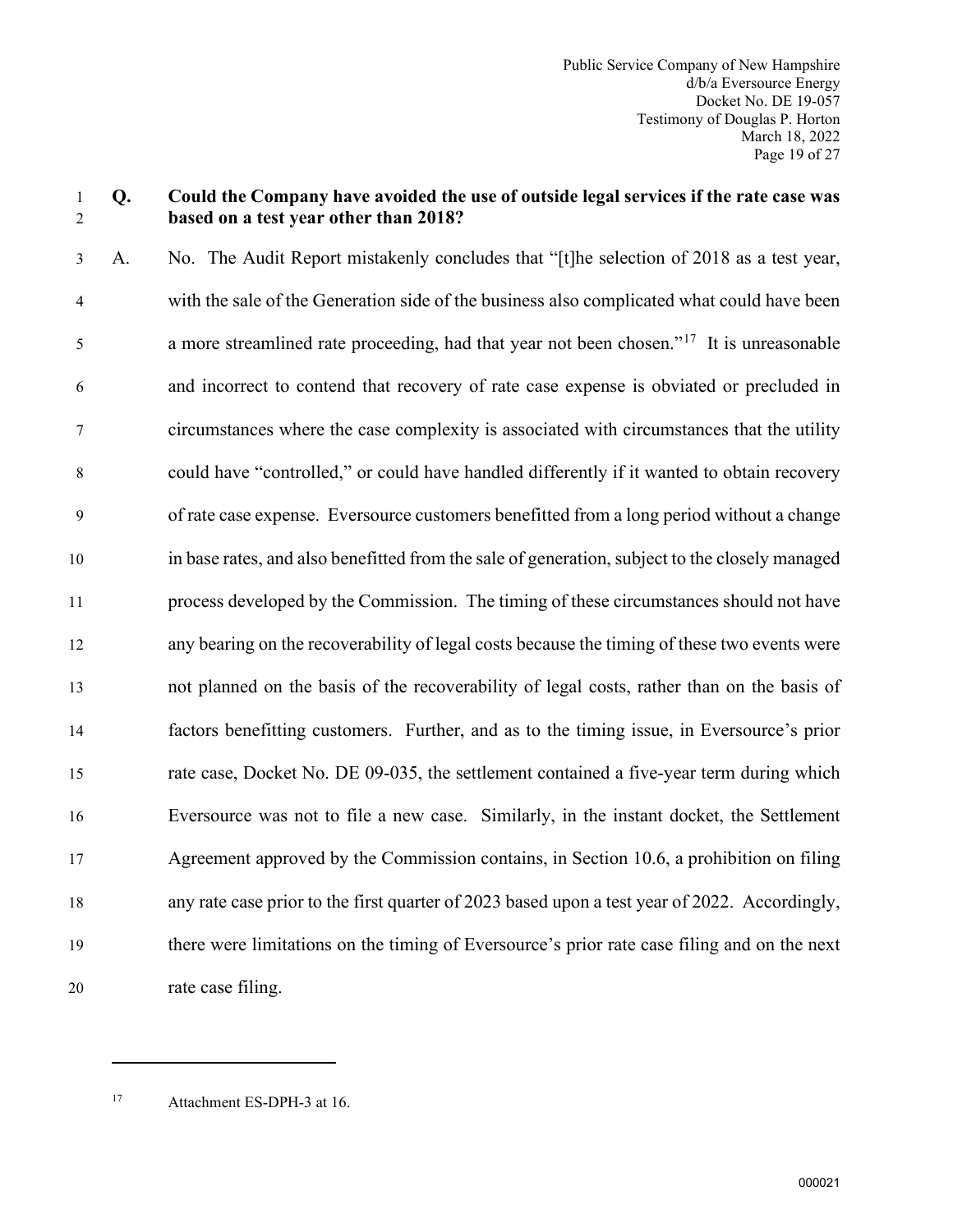**Q. Could the Company have avoided the use of outside legal services if the rate case was based on a test year other than 2018?**

A. No. The Audit Report mistakenly concludes that "[t]he selection of 2018 as a test year, with the sale of the Generation side of the business also complicated what could have been a more streamlined rate proceeding, had that year not been chosen."[17] It is unreasonable and incorrect to contend that recovery of rate case expense is obviated or precluded in circumstances where the case complexity is associated with circumstances that the utility could have "controlled," or could have handled differently if it wanted to obtain recovery of rate case expense. Eversource customers benefitted from a long period without a change in base rates, and also benefitted from the sale of generation, subject to the closely managed process developed by the Commission. The timing of these circumstances should not have any bearing on the recoverability of legal costs because the timing of these two events were not planned on the basis of the recoverability of legal costs, rather than on the basis of factors benefitting customers. Further, and as to the timing issue, in Eversource's prior rate case, Docket No. DE 09-035, the settlement contained a five-year term during which Eversource was not to file a new case. Similarly, in the instant docket, the Settlement Agreement approved by the Commission contains, in Section 10.6, a prohibition on filing any rate case prior to the first quarter of 2023 based upon a test year of 2022. Accordingly, there were limitations on the timing of Eversource's prior rate case filing and on the next rate case filing.

---

[17] Attachment ES-DPH-3 at 16.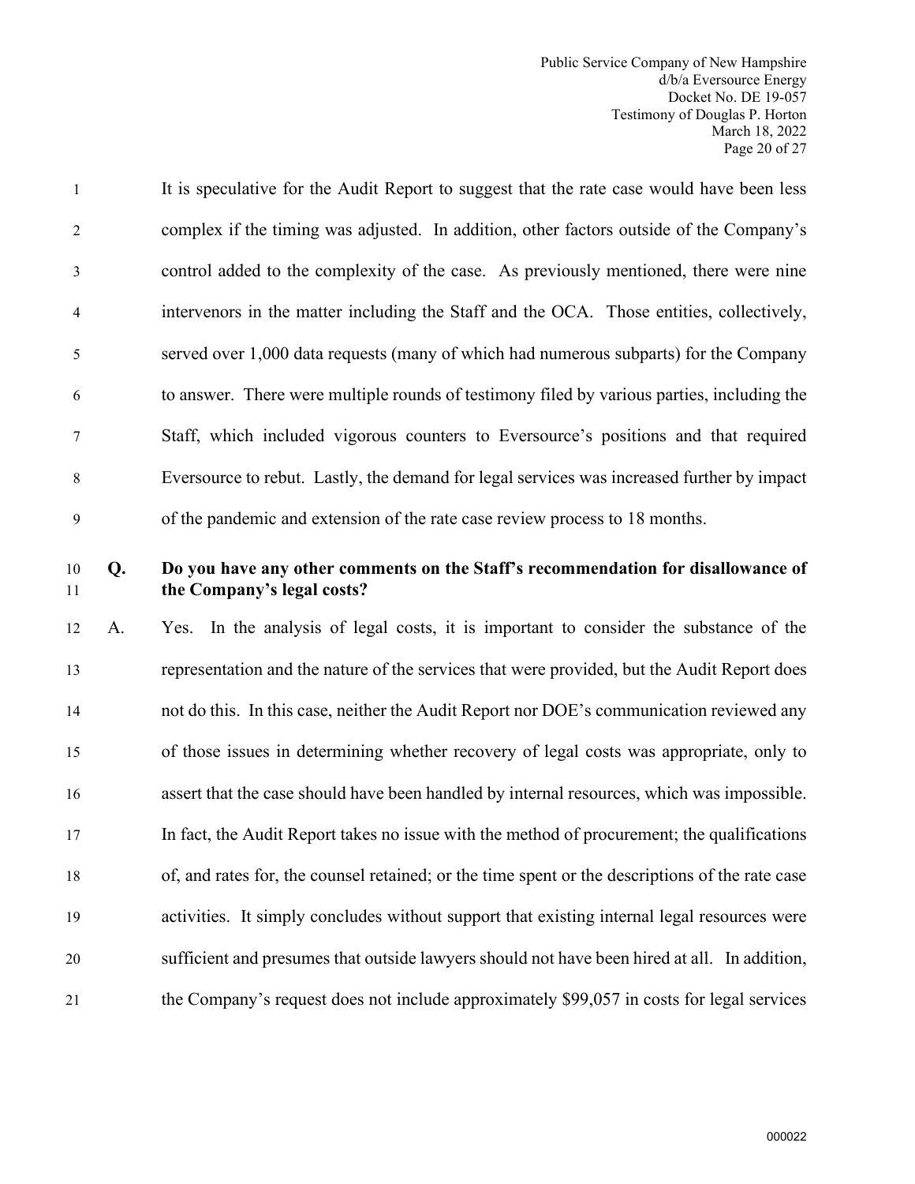It is speculative for the Audit Report to suggest that the rate case would have been less complex if the timing was adjusted. In addition, other factors outside of the Company's control added to the complexity of the case. As previously mentioned, there were nine intervenors in the matter including the Staff and the OCA. Those entities, collectively, served over 1,000 data requests (many of which had numerous subparts) for the Company to answer. There were multiple rounds of testimony filed by various parties, including the Staff, which included vigorous counters to Eversource's positions and that required Eversource to rebut. Lastly, the demand for legal services was increased further by impact of the pandemic and extension of the rate case review process to 18 months.

**Q. Do you have any other comments on the Staff's recommendation for disallowance of the Company's legal costs?**

A. Yes. In the analysis of legal costs, it is important to consider the substance of the representation and the nature of the services that were provided, but the Audit Report does not do this. In this case, neither the Audit Report nor DOE's communication reviewed any of those issues in determining whether recovery of legal costs was appropriate, only to assert that the case should have been handled by internal resources, which was impossible. In fact, the Audit Report takes no issue with the method of procurement; the qualifications of, and rates for, the counsel retained; or the time spent or the descriptions of the rate case activities. It simply concludes without support that existing internal legal resources were sufficient and presumes that outside lawyers should not have been hired at all. In addition, the Company's request does not include approximately $99,057 in costs for legal services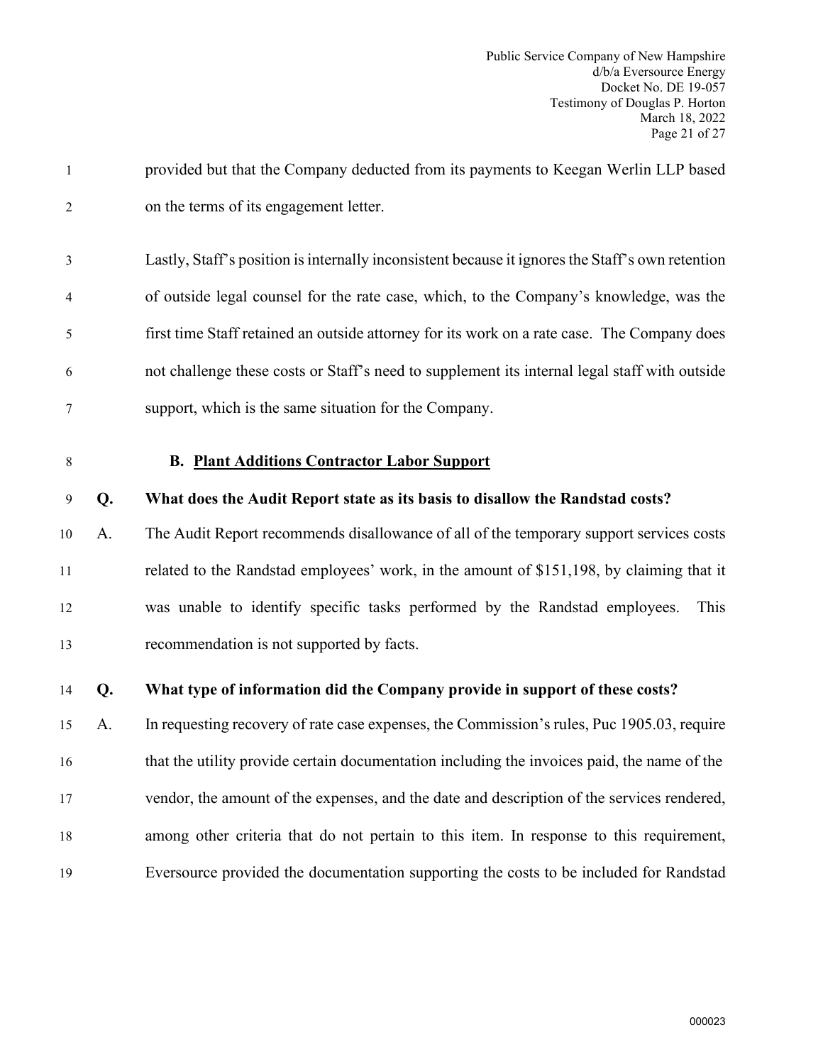provided but that the Company deducted from its payments to Keegan Werlin LLP based on the terms of its engagement letter.

Lastly, Staff's position is internally inconsistent because it ignores the Staff's own retention of outside legal counsel for the rate case, which, to the Company's knowledge, was the first time Staff retained an outside attorney for its work on a rate case. The Company does not challenge these costs or Staff's need to supplement its internal legal staff with outside support, which is the same situation for the Company.

### B. Plant Additions Contractor Labor Support

**Q. What does the Audit Report state as its basis to disallow the Randstad costs?**

A. The Audit Report recommends disallowance of all of the temporary support services costs related to the Randstad employees' work, in the amount of $151,198, by claiming that it was unable to identify specific tasks performed by the Randstad employees. This recommendation is not supported by facts.

**Q. What type of information did the Company provide in support of these costs?**

A. In requesting recovery of rate case expenses, the Commission's rules, Puc 1905.03, require that the utility provide certain documentation including the invoices paid, the name of the vendor, the amount of the expenses, and the date and description of the services rendered, among other criteria that do not pertain to this item. In response to this requirement, Eversource provided the documentation supporting the costs to be included for Randstad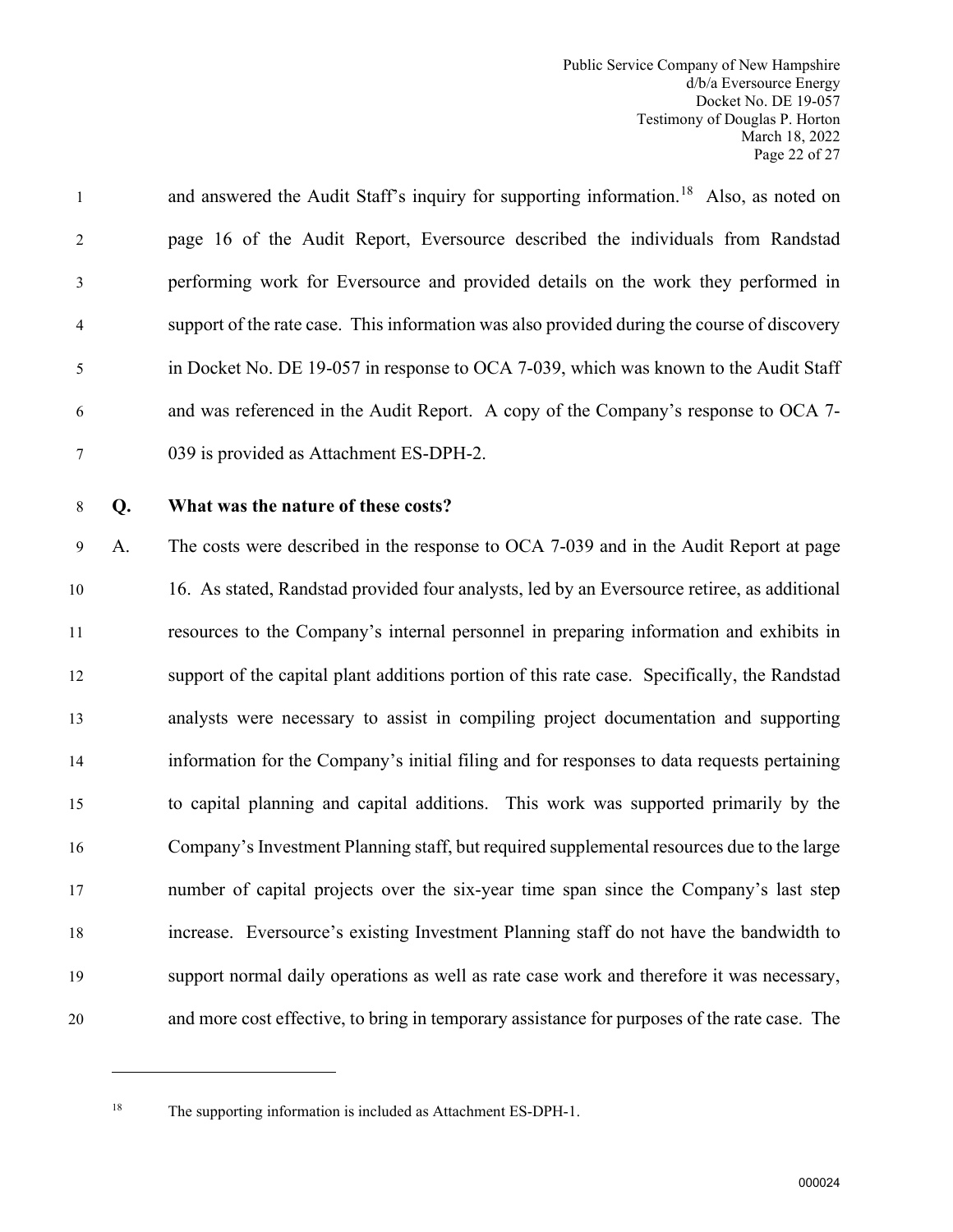and answered the Audit Staff's inquiry for supporting information.[18] Also, as noted on page 16 of the Audit Report, Eversource described the individuals from Randstad performing work for Eversource and provided details on the work they performed in support of the rate case. This information was also provided during the course of discovery in Docket No. DE 19-057 in response to OCA 7-039, which was known to the Audit Staff and was referenced in the Audit Report. A copy of the Company's response to OCA 7-039 is provided as Attachment ES-DPH-2.

**Q. What was the nature of these costs?**

A. The costs were described in the response to OCA 7-039 and in the Audit Report at page 16. As stated, Randstad provided four analysts, led by an Eversource retiree, as additional resources to the Company's internal personnel in preparing information and exhibits in support of the capital plant additions portion of this rate case. Specifically, the Randstad analysts were necessary to assist in compiling project documentation and supporting information for the Company's initial filing and for responses to data requests pertaining to capital planning and capital additions. This work was supported primarily by the Company's Investment Planning staff, but required supplemental resources due to the large number of capital projects over the six-year time span since the Company's last step increase. Eversource's existing Investment Planning staff do not have the bandwidth to support normal daily operations as well as rate case work and therefore it was necessary, and more cost effective, to bring in temporary assistance for purposes of the rate case. The

---

[18] The supporting information is included as Attachment ES-DPH-1.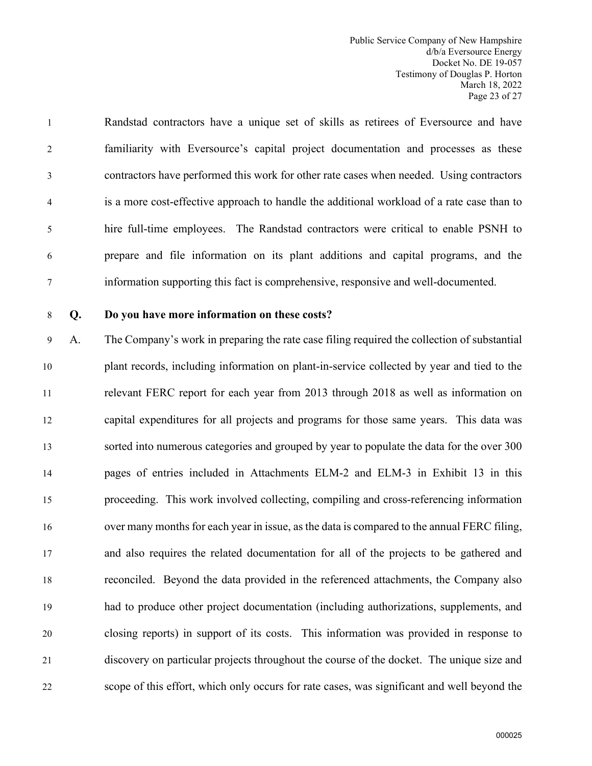Randstad contractors have a unique set of skills as retirees of Eversource and have familiarity with Eversource's capital project documentation and processes as these contractors have performed this work for other rate cases when needed. Using contractors is a more cost-effective approach to handle the additional workload of a rate case than to hire full-time employees. The Randstad contractors were critical to enable PSNH to prepare and file information on its plant additions and capital programs, and the information supporting this fact is comprehensive, responsive and well-documented.

**Q. Do you have more information on these costs?**

A. The Company's work in preparing the rate case filing required the collection of substantial plant records, including information on plant-in-service collected by year and tied to the relevant FERC report for each year from 2013 through 2018 as well as information on capital expenditures for all projects and programs for those same years. This data was sorted into numerous categories and grouped by year to populate the data for the over 300 pages of entries included in Attachments ELM-2 and ELM-3 in Exhibit 13 in this proceeding. This work involved collecting, compiling and cross-referencing information over many months for each year in issue, as the data is compared to the annual FERC filing, and also requires the related documentation for all of the projects to be gathered and reconciled. Beyond the data provided in the referenced attachments, the Company also had to produce other project documentation (including authorizations, supplements, and closing reports) in support of its costs. This information was provided in response to discovery on particular projects throughout the course of the docket. The unique size and scope of this effort, which only occurs for rate cases, was significant and well beyond the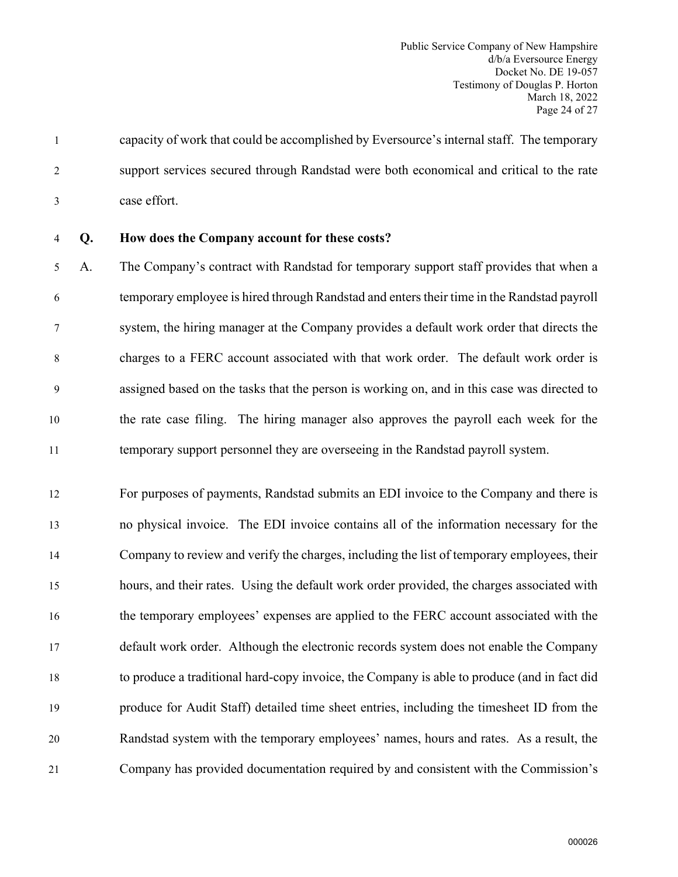capacity of work that could be accomplished by Eversource's internal staff. The temporary support services secured through Randstad were both economical and critical to the rate case effort.

**Q. How does the Company account for these costs?**

A. The Company's contract with Randstad for temporary support staff provides that when a temporary employee is hired through Randstad and enters their time in the Randstad payroll system, the hiring manager at the Company provides a default work order that directs the charges to a FERC account associated with that work order. The default work order is assigned based on the tasks that the person is working on, and in this case was directed to the rate case filing. The hiring manager also approves the payroll each week for the temporary support personnel they are overseeing in the Randstad payroll system.

For purposes of payments, Randstad submits an EDI invoice to the Company and there is no physical invoice. The EDI invoice contains all of the information necessary for the Company to review and verify the charges, including the list of temporary employees, their hours, and their rates. Using the default work order provided, the charges associated with the temporary employees' expenses are applied to the FERC account associated with the default work order. Although the electronic records system does not enable the Company to produce a traditional hard-copy invoice, the Company is able to produce (and in fact did produce for Audit Staff) detailed time sheet entries, including the timesheet ID from the Randstad system with the temporary employees' names, hours and rates. As a result, the Company has provided documentation required by and consistent with the Commission's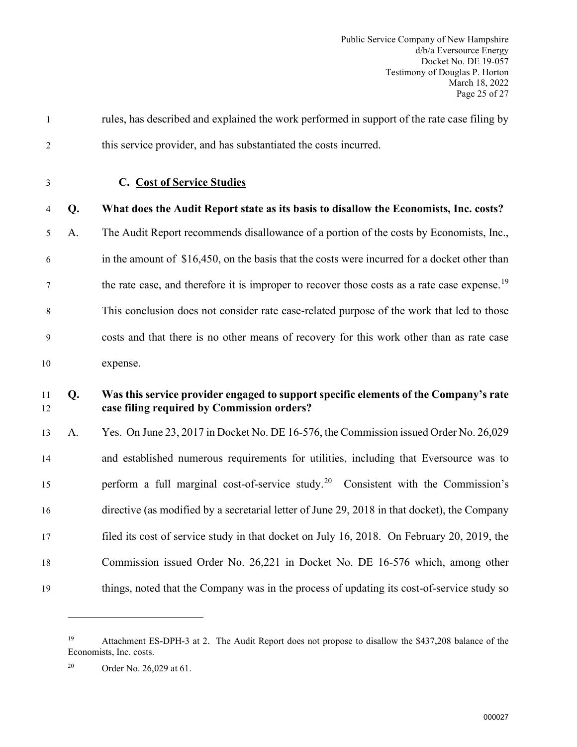rules, has described and explained the work performed in support of the rate case filing by this service provider, and has substantiated the costs incurred.

### C. Cost of Service Studies

**Q. What does the Audit Report state as its basis to disallow the Economists, Inc. costs?**

A. The Audit Report recommends disallowance of a portion of the costs by Economists, Inc., in the amount of $16,450, on the basis that the costs were incurred for a docket other than the rate case, and therefore it is improper to recover those costs as a rate case expense.[19] This conclusion does not consider rate case-related purpose of the work that led to those costs and that there is no other means of recovery for this work other than as rate case expense.

**Q. Was this service provider engaged to support specific elements of the Company's rate case filing required by Commission orders?**

A. Yes. On June 23, 2017 in Docket No. DE 16-576, the Commission issued Order No. 26,029 and established numerous requirements for utilities, including that Eversource was to perform a full marginal cost-of-service study.[20] Consistent with the Commission's directive (as modified by a secretarial letter of June 29, 2018 in that docket), the Company filed its cost of service study in that docket on July 16, 2018. On February 20, 2019, the Commission issued Order No. 26,221 in Docket No. DE 16-576 which, among other things, noted that the Company was in the process of updating its cost-of-service study so

---

[19] Attachment ES-DPH-3 at 2. The Audit Report does not propose to disallow the $437,208 balance of the Economists, Inc. costs.

[20] Order No. 26,029 at 61.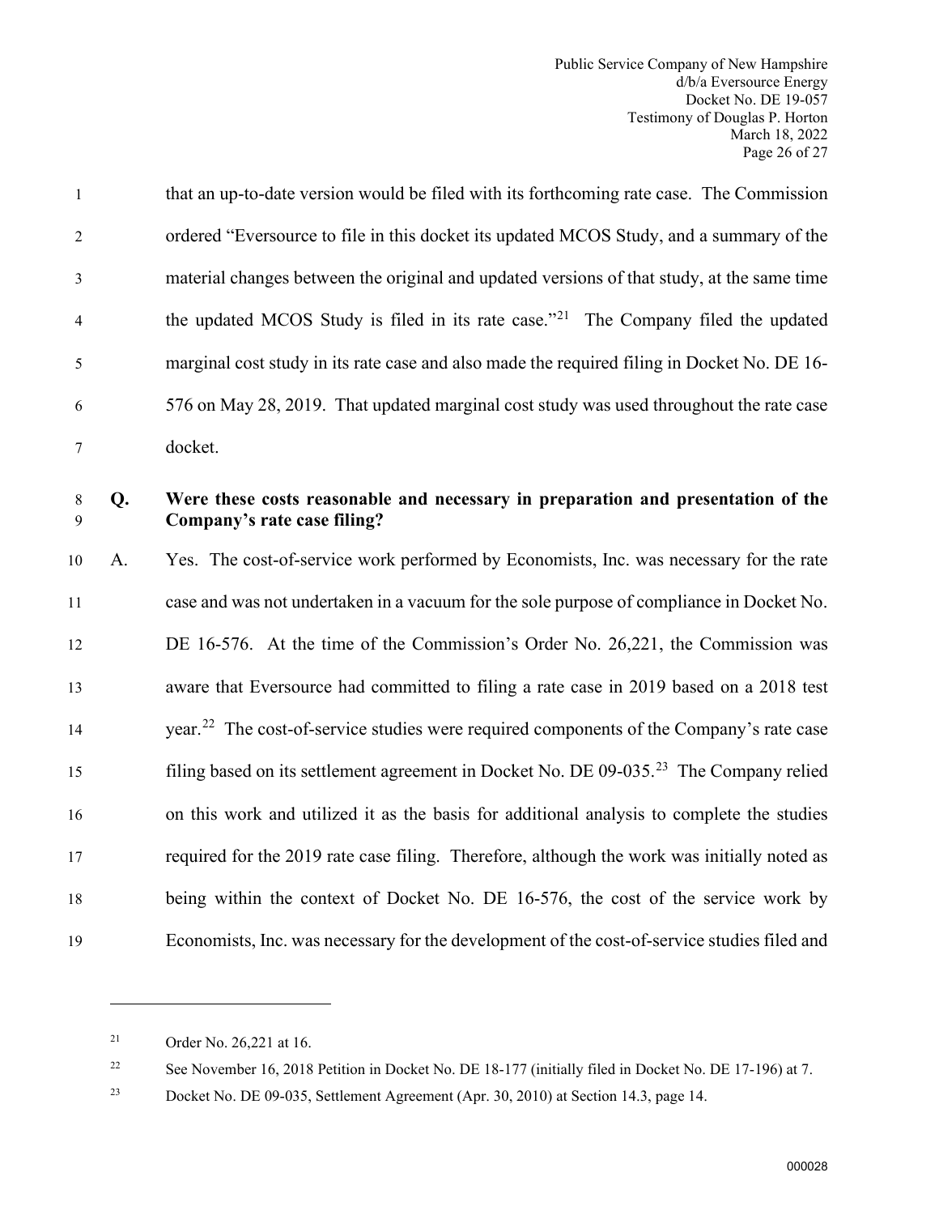that an up-to-date version would be filed with its forthcoming rate case. The Commission ordered "Eversource to file in this docket its updated MCOS Study, and a summary of the material changes between the original and updated versions of that study, at the same time the updated MCOS Study is filed in its rate case."[21] The Company filed the updated marginal cost study in its rate case and also made the required filing in Docket No. DE 16-576 on May 28, 2019. That updated marginal cost study was used throughout the rate case docket.

**Q. Were these costs reasonable and necessary in preparation and presentation of the Company's rate case filing?**

A. Yes. The cost-of-service work performed by Economists, Inc. was necessary for the rate case and was not undertaken in a vacuum for the sole purpose of compliance in Docket No. DE 16-576. At the time of the Commission's Order No. 26,221, the Commission was aware that Eversource had committed to filing a rate case in 2019 based on a 2018 test year.[22] The cost-of-service studies were required components of the Company's rate case filing based on its settlement agreement in Docket No. DE 09-035.[23] The Company relied on this work and utilized it as the basis for additional analysis to complete the studies required for the 2019 rate case filing. Therefore, although the work was initially noted as being within the context of Docket No. DE 16-576, the cost of the service work by Economists, Inc. was necessary for the development of the cost-of-service studies filed and

---

[21] Order No. 26,221 at 16.

[22] See November 16, 2018 Petition in Docket No. DE 18-177 (initially filed in Docket No. DE 17-196) at 7.

[23] Docket No. DE 09-035, Settlement Agreement (Apr. 30, 2010) at Section 14.3, page 14.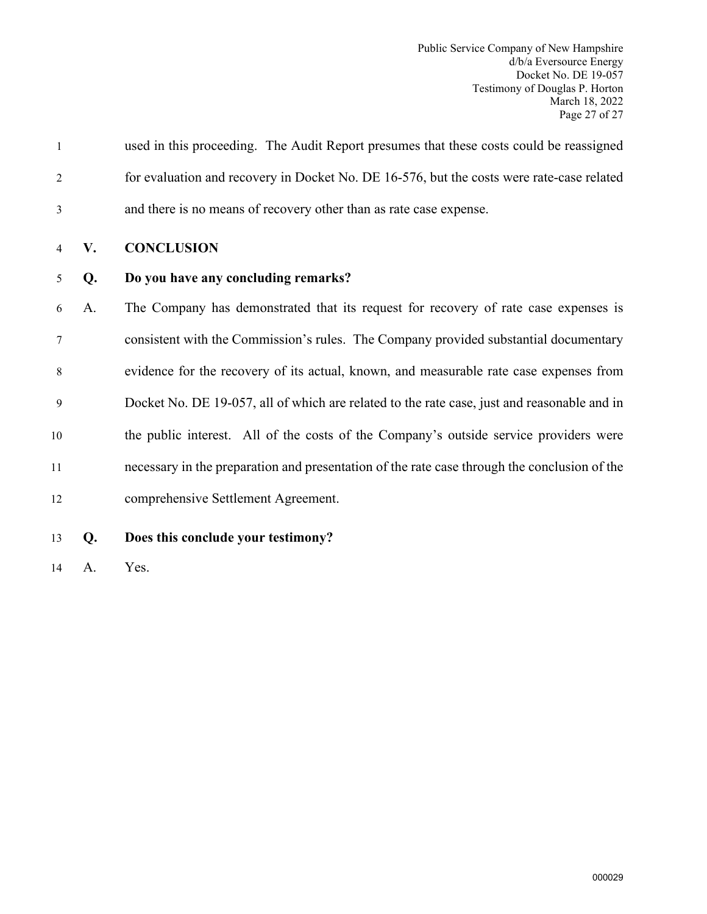used in this proceeding. The Audit Report presumes that these costs could be reassigned for evaluation and recovery in Docket No. DE 16-576, but the costs were rate-case related and there is no means of recovery other than as rate case expense.

## V. CONCLUSION

**Q. Do you have any concluding remarks?**

A. The Company has demonstrated that its request for recovery of rate case expenses is consistent with the Commission's rules. The Company provided substantial documentary evidence for the recovery of its actual, known, and measurable rate case expenses from Docket No. DE 19-057, all of which are related to the rate case, just and reasonable and in the public interest. All of the costs of the Company's outside service providers were necessary in the preparation and presentation of the rate case through the conclusion of the comprehensive Settlement Agreement.

**Q. Does this conclude your testimony?**

A. Yes.